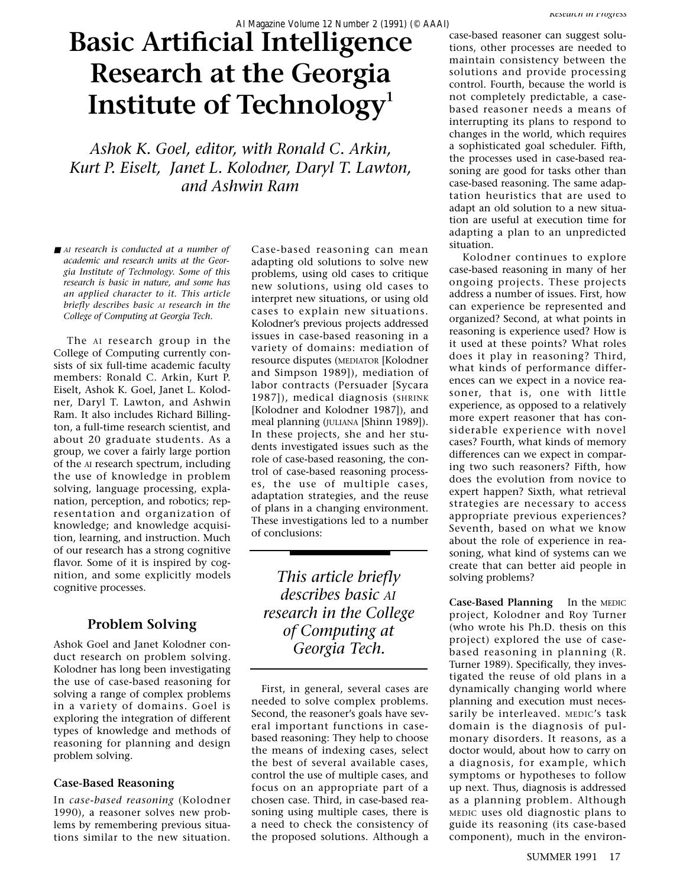# Basic Artificial Intelligence Research at the Georgia Institute of Technology[1]

*Ashok K. Goel, editor, with Ronald C. Arkin, Kurt P. Eiselt, Janet L. Kolodner, Daryl T. Lawton, and Ashwin Ram*

*AI research is conducted at a number of academic and research units at the Georgia Institute of Technology. Some of this research is basic in nature, and some has an applied character to it. This article briefly describes basic AI research in the College of Computing at Georgia Tech.*

The AI research group in the College of Computing currently consists of six full-time academic faculty members: Ronald C. Arkin, Kurt P. Eiselt, Ashok K. Goel, Janet L. Kolodner, Daryl T. Lawton, and Ashwin Ram. It also includes Richard Billington, a full-time research scientist, and about 20 graduate students. As a group, we cover a fairly large portion of the AI research spectrum, including the use of knowledge in problem solving, language processing, explanation, perception, and robotics; representation and organization of knowledge; and knowledge acquisition, learning, and instruction. Much of our research has a strong cognitive flavor. Some of it is inspired by cognition, and some explicitly models cognitive processes.

## Problem Solving

Ashok Goel and Janet Kolodner conduct research on problem solving. Kolodner has long been investigating the use of case-based reasoning for solving a range of complex problems in a variety of domains. Goel is exploring the integration of different types of knowledge and methods of reasoning for planning and design problem solving.

### Case-Based Reasoning

In *case-based reasoning* (Kolodner 1990), a reasoner solves new problems by remembering previous situations similar to the new situation. Case-based reasoning can mean adapting old solutions to solve new problems, using old cases to critique new solutions, using old cases to interpret new situations, or using old cases to explain new situations. Kolodner's previous projects addressed issues in case-based reasoning in a variety of domains: mediation of resource disputes (MEDIATOR [Kolodner and Simpson 1989]), mediation of labor contracts (Persuader [Sycara 1987]), medical diagnosis (SHRINK [Kolodner and Kolodner 1987]), and meal planning (JULIANA [Shinn 1989]). In these projects, she and her students investigated issues such as the role of case-based reasoning, the control of case-based reasoning processes, the use of multiple cases, adaptation strategies, and the reuse of plans in a changing environment. These investigations led to a number of conclusions:

First, in general, several cases are needed to solve complex problems. Second, the reasoner's goals have several important functions in case-based reasoning: They help to choose the means of indexing cases, select the best of several available cases, control the use of multiple cases, and focus on an appropriate part of a chosen case. Third, in case-based reasoning using multiple cases, there is a need to check the consistency of the proposed solutions. Although a case-based reasoner can suggest solutions, other processes are needed to maintain consistency between the solutions and provide processing control. Fourth, because the world is not completely predictable, a case-based reasoner needs a means of interrupting its plans to respond to changes in the world, which requires a sophisticated goal scheduler. Fifth, the processes used in case-based reasoning are good for tasks other than case-based reasoning. The same adaptation heuristics that are used to adapt an old solution to a new situation are useful at execution time for adapting a plan to an unpredicted situation.

Kolodner continues to explore case-based reasoning in many of her ongoing projects. These projects address a number of issues. First, how can experience be represented and organized? Second, at what points in reasoning is experience used? How is it used at these points? What roles does it play in reasoning? Third, what kinds of performance differences can we expect in a novice reasoner, that is, one with little experience, as opposed to a relatively more expert reasoner that has considerable experience with novel cases? Fourth, what kinds of memory differences can we expect in comparing two such reasoners? Fifth, how does the evolution from novice to expert happen? Sixth, what retrieval strategies are necessary to access appropriate previous experiences? Seventh, based on what we know about the role of experience in reasoning, what kind of systems can we create that can better aid people in solving problems?

**Case-Based Planning** In the MEDIC project, Kolodner and Roy Turner (who wrote his Ph.D. thesis on this project) explored the use of case-based reasoning in planning (R. Turner 1989). Specifically, they investigated the reuse of old plans in a dynamically changing world where planning and execution must necessarily be interleaved. MEDIC's task domain is the diagnosis of pulmonary disorders. It reasons, as a doctor would, about how to carry on a diagnosis, for example, which symptoms or hypotheses to follow up next. Thus, diagnosis is addressed as a planning problem. Although MEDIC uses old diagnostic plans to guide its reasoning (its case-based component), much in the environ-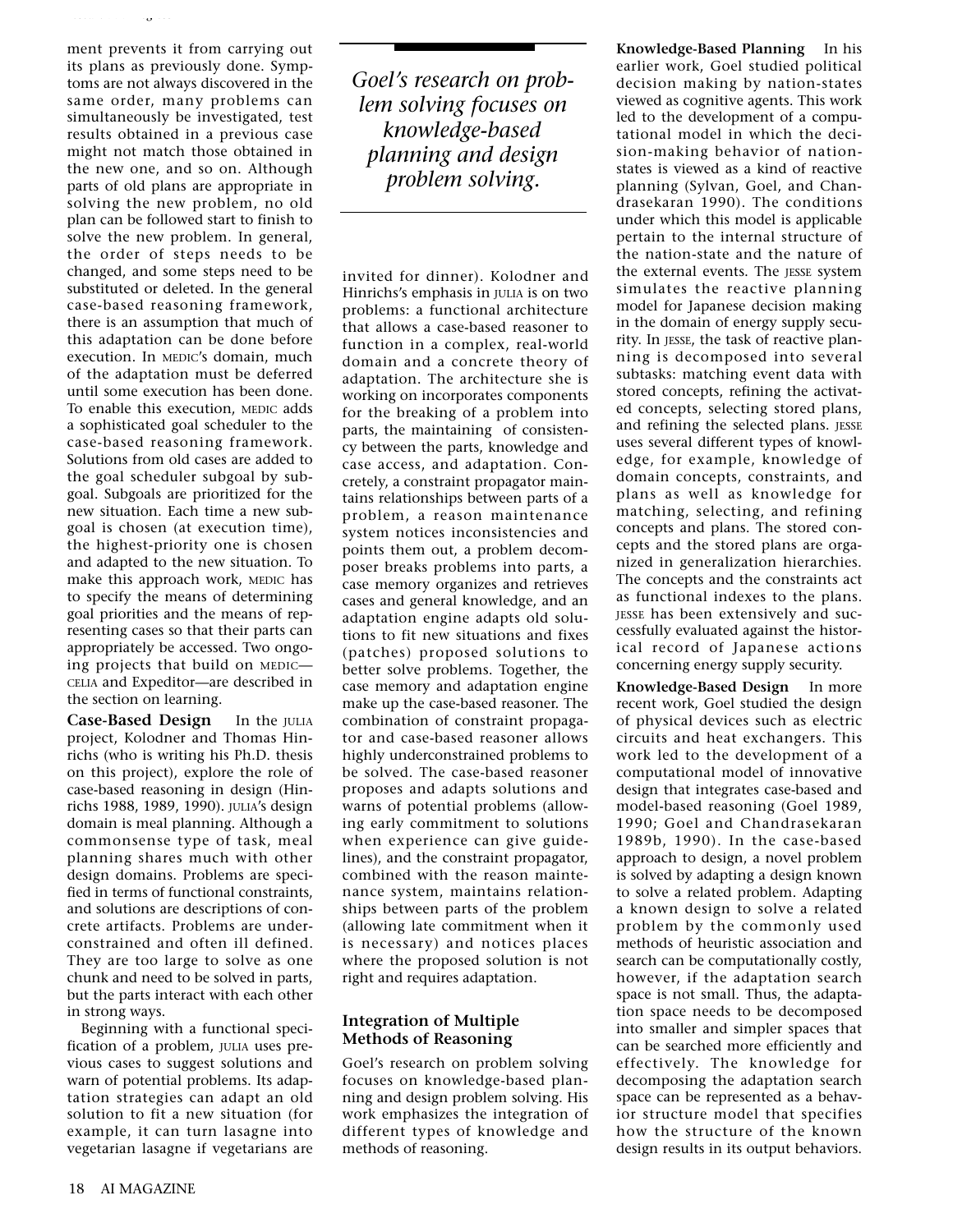ment prevents it from carrying out its plans as previously done. Symptoms are not always discovered in the same order, many problems can simultaneously be investigated, test results obtained in a previous case might not match those obtained in the new one, and so on. Although parts of old plans are appropriate in solving the new problem, no old plan can be followed start to finish to solve the new problem. In general, the order of steps needs to be changed, and some steps need to be substituted or deleted. In the general case-based reasoning framework, there is an assumption that much of this adaptation can be done before execution. In MEDIC's domain, much of the adaptation must be deferred until some execution has been done. To enable this execution, MEDIC adds a sophisticated goal scheduler to the case-based reasoning framework. Solutions from old cases are added to the goal scheduler subgoal by subgoal. Subgoals are prioritized for the new situation. Each time a new subgoal is chosen (at execution time), the highest-priority one is chosen and adapted to the new situation. To make this approach work, MEDIC has to specify the means of determining goal priorities and the means of representing cases so that their parts can appropriately be accessed. Two ongoing projects that build on MEDIC—CELIA and Expeditor—are described in the section on learning.

**Case-Based Design** In the JULIA project, Kolodner and Thomas Hinrichs (who is writing his Ph.D. thesis on this project), explore the role of case-based reasoning in design (Hinrichs 1988, 1989, 1990). JULIA's design domain is meal planning. Although a commonsense type of task, meal planning shares much with other design domains. Problems are specified in terms of functional constraints, and solutions are descriptions of concrete artifacts. Problems are underconstrained and often ill defined. They are too large to solve as one chunk and need to be solved in parts, but the parts interact with each other in strong ways.

Beginning with a functional specification of a problem, JULIA uses previous cases to suggest solutions and warn of potential problems. Its adaptation strategies can adapt an old solution to fit a new situation (for example, it can turn lasagne into vegetarian lasagne if vegetarians are invited for dinner). Kolodner and Hinrichs's emphasis in JULIA is on two problems: a functional architecture that allows a case-based reasoner to function in a complex, real-world domain and a concrete theory of adaptation. The architecture she is working on incorporates components for the breaking of a problem into parts, the maintaining of consistency between the parts, knowledge and case access, and adaptation. Concretely, a constraint propagator maintains relationships between parts of a problem, a reason maintenance system notices inconsistencies and points them out, a problem decomposer breaks problems into parts, a case memory organizes and retrieves cases and general knowledge, and an adaptation engine adapts old solutions to fit new situations and fixes (patches) proposed solutions to better solve problems. Together, the case memory and adaptation engine make up the case-based reasoner. The combination of constraint propagator and case-based reasoner allows highly underconstrained problems to be solved. The case-based reasoner proposes and adapts solutions and warns of potential problems (allowing early commitment to solutions when experience can give guidelines), and the constraint propagator, combined with the reason maintenance system, maintains relationships between parts of the problem (allowing late commitment when it is necessary) and notices places where the proposed solution is not right and requires adaptation.

*Goel's research on problem solving focuses on knowledge-based planning and design problem solving.*

## Integration of Multiple Methods of Reasoning

Goel's research on problem solving focuses on knowledge-based planning and design problem solving. His work emphasizes the integration of different types of knowledge and methods of reasoning.

**Knowledge-Based Planning** In his earlier work, Goel studied political decision making by nation-states viewed as cognitive agents. This work led to the development of a computational model in which the decision-making behavior of nation-states is viewed as a kind of reactive planning (Sylvan, Goel, and Chandrasekaran 1990). The conditions under which this model is applicable pertain to the internal structure of the nation-state and the nature of the external events. The JESSE system simulates the reactive planning model for Japanese decision making in the domain of energy supply security. In JESSE, the task of reactive planning is decomposed into several subtasks: matching event data with stored concepts, refining the activated concepts, selecting stored plans, and refining the selected plans. JESSE uses several different types of knowledge, for example, knowledge of domain concepts, constraints, and plans as well as knowledge for matching, selecting, and refining concepts and plans. The stored concepts and the stored plans are organized in generalization hierarchies. The concepts and the constraints act as functional indexes to the plans. JESSE has been extensively and successfully evaluated against the historical record of Japanese actions concerning energy supply security.

**Knowledge-Based Design** In more recent work, Goel studied the design of physical devices such as electric circuits and heat exchangers. This work led to the development of a computational model of innovative design that integrates case-based and model-based reasoning (Goel 1989, 1990; Goel and Chandrasekaran 1989b, 1990). In the case-based approach to design, a novel problem is solved by adapting a design known to solve a related problem. Adapting a known design to solve a related problem by the commonly used methods of heuristic association and search can be computationally costly, however, if the adaptation search space is not small. Thus, the adaptation space needs to be decomposed into smaller and simpler spaces that can be searched more efficiently and effectively. The knowledge for decomposing the adaptation search space can be represented as a behavior structure model that specifies how the structure of the known design results in its output behaviors.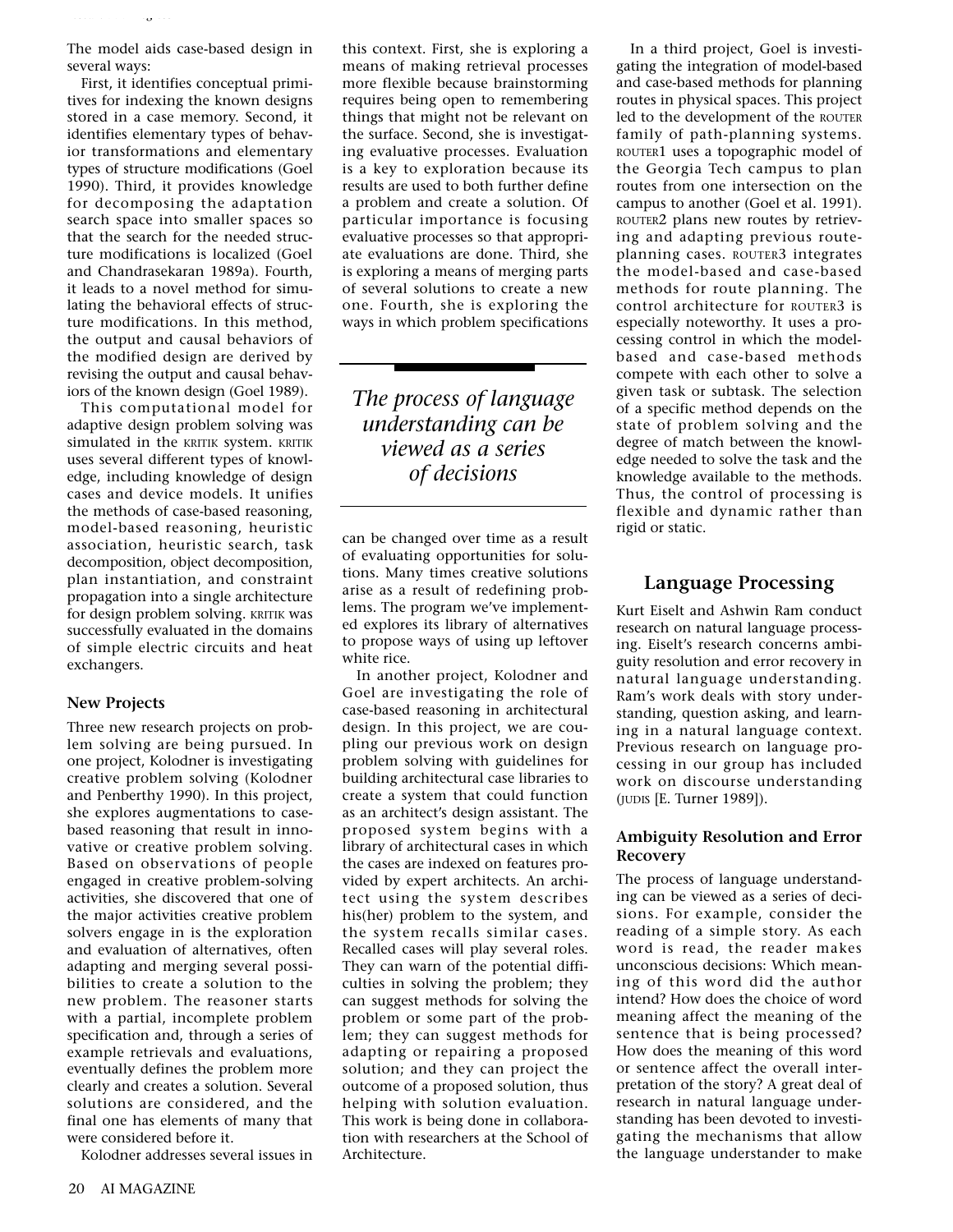The model aids case-based design in several ways:

First, it identifies conceptual primitives for indexing the known designs stored in a case memory. Second, it identifies elementary types of behavior transformations and elementary types of structure modifications (Goel 1990). Third, it provides knowledge for decomposing the adaptation search space into smaller spaces so that the search for the needed structure modifications is localized (Goel and Chandrasekaran 1989a). Fourth, it leads to a novel method for simulating the behavioral effects of structure modifications. In this method, the output and causal behaviors of the modified design are derived by revising the output and causal behaviors of the known design (Goel 1989).

This computational model for adaptive design problem solving was simulated in the KRITIK system. KRITIK uses several different types of knowledge, including knowledge of design cases and device models. It unifies the methods of case-based reasoning, model-based reasoning, heuristic association, heuristic search, task decomposition, object decomposition, plan instantiation, and constraint propagation into a single architecture for design problem solving. KRITIK was successfully evaluated in the domains of simple electric circuits and heat exchangers.

### New Projects

Three new research projects on problem solving are being pursued. In one project, Kolodner is investigating creative problem solving (Kolodner and Penberthy 1990). In this project, she explores augmentations to case-based reasoning that result in innovative or creative problem solving. Based on observations of people engaged in creative problem-solving activities, she discovered that one of the major activities creative problem solvers engage in is the exploration and evaluation of alternatives, often adapting and merging several possibilities to create a solution to the new problem. The reasoner starts with a partial, incomplete problem specification and, through a series of example retrievals and evaluations, eventually defines the problem more clearly and creates a solution. Several solutions are considered, and the final one has elements of many that were considered before it.

Kolodner addresses several issues in this context. First, she is exploring a means of making retrieval processes more flexible because brainstorming requires being open to remembering things that might not be relevant on the surface. Second, she is investigating evaluative processes. Evaluation is a key to exploration because its results are used to both further define a problem and create a solution. Of particular importance is focusing evaluative processes so that appropriate evaluations are done. Third, she is exploring a means of merging parts of several solutions to create a new one. Fourth, she is exploring the ways in which problem specifications can be changed over time as a result of evaluating opportunities for solutions. Many times creative solutions arise as a result of redefining problems. The program we've implemented explores its library of alternatives to propose ways of using up leftover white rice.

In another project, Kolodner and Goel are investigating the role of case-based reasoning in architectural design. In this project, we are coupling our previous work on design problem solving with guidelines for building architectural case libraries to create a system that could function as an architect's design assistant. The proposed system begins with a library of architectural cases in which the cases are indexed on features provided by expert architects. An architect using the system describes his(her) problem to the system, and the system recalls similar cases. Recalled cases will play several roles. They can warn of the potential difficulties in solving the problem; they can suggest methods for solving the problem or some part of the problem; they can suggest methods for adapting or repairing a proposed solution; and they can project the outcome of a proposed solution, thus helping with solution evaluation. This work is being done in collaboration with researchers at the School of Architecture.

In a third project, Goel is investigating the integration of model-based and case-based methods for planning routes in physical spaces. This project led to the development of the ROUTER family of path-planning systems. ROUTER1 uses a topographic model of the Georgia Tech campus to plan routes from one intersection on the campus to another (Goel et al. 1991). ROUTER2 plans new routes by retrieving and adapting previous route-planning cases. ROUTER3 integrates the model-based and case-based methods for route planning. The control architecture for ROUTER3 is especially noteworthy. It uses a processing control in which the model-based and case-based methods compete with each other to solve a given task or subtask. The selection of a specific method depends on the state of problem solving and the degree of match between the knowledge needed to solve the task and the knowledge available to the methods. Thus, the control of processing is flexible and dynamic rather than rigid or static.

## Language Processing

Kurt Eiselt and Ashwin Ram conduct research on natural language processing. Eiselt's research concerns ambiguity resolution and error recovery in natural language understanding. Ram's work deals with story understanding, question asking, and learning in a natural language context. Previous research on language processing in our group has included work on discourse understanding (JUDIS [E. Turner 1989]).

### Ambiguity Resolution and Error Recovery

The process of language understanding can be viewed as a series of decisions. For example, consider the reading of a simple story. As each word is read, the reader makes unconscious decisions: Which meaning of this word did the author intend? How does the choice of word meaning affect the meaning of the sentence that is being processed? How does the meaning of this word or sentence affect the overall interpretation of the story? A great deal of research in natural language understanding has been devoted to investigating the mechanisms that allow the language understander to make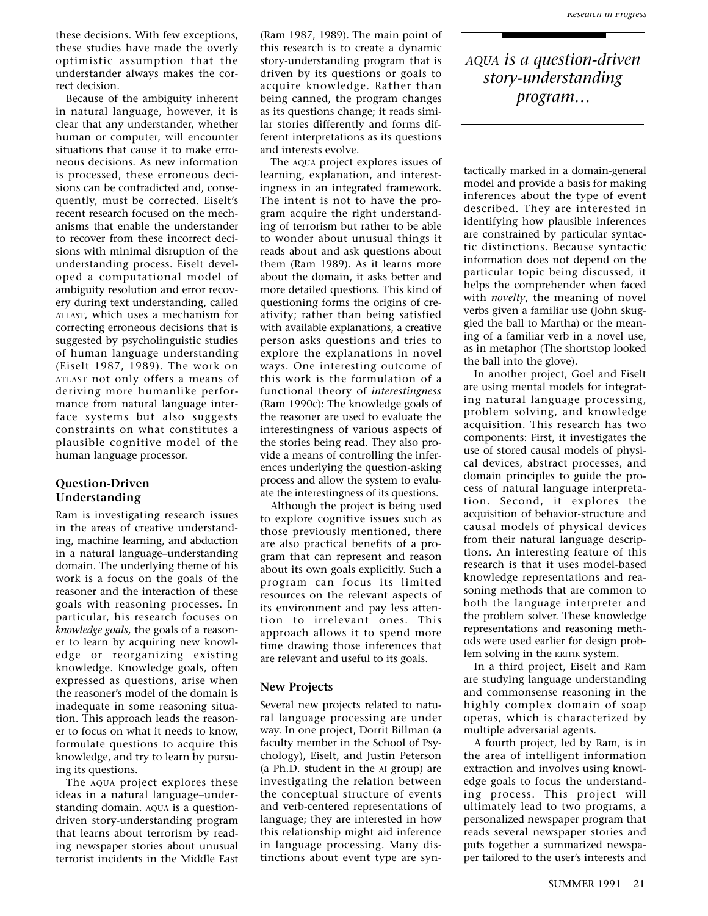these decisions. With few exceptions, these studies have made the overly optimistic assumption that the understander always makes the correct decision.

Because of the ambiguity inherent in natural language, however, it is clear that any understander, whether human or computer, will encounter situations that cause it to make erroneous decisions. As new information is processed, these erroneous decisions can be contradicted and, consequently, must be corrected. Eiselt's recent research focused on the mechanisms that enable the understander to recover from these incorrect decisions with minimal disruption of the understanding process. Eiselt developed a computational model of ambiguity resolution and error recovery during text understanding, called ATLAST, which uses a mechanism for correcting erroneous decisions that is suggested by psycholinguistic studies of human language understanding (Eiselt 1987, 1989). The work on ATLAST not only offers a means of deriving more humanlike performance from natural language interface systems but also suggests constraints on what constitutes a plausible cognitive model of the human language processor.

## Question-Driven Understanding

Ram is investigating research issues in the areas of creative understanding, machine learning, and abduction in a natural language–understanding domain. The underlying theme of his work is a focus on the goals of the reasoner and the interaction of these goals with reasoning processes. In particular, his research focuses on *knowledge goals,* the goals of a reasoner to learn by acquiring new knowledge or reorganizing existing knowledge. Knowledge goals, often expressed as questions, arise when the reasoner's model of the domain is inadequate in some reasoning situation. This approach leads the reasoner to focus on what it needs to know, formulate questions to acquire this knowledge, and try to learn by pursuing its questions.

The AQUA project explores these ideas in a natural language–understanding domain. AQUA is a question-driven story-understanding program that learns about terrorism by reading newspaper stories about unusual terrorist incidents in the Middle East (Ram 1987, 1989). The main point of this research is to create a dynamic story-understanding program that is driven by its questions or goals to acquire knowledge. Rather than being canned, the program changes as its questions change; it reads similar stories differently and forms different interpretations as its questions and interests evolve.

The AQUA project explores issues of learning, explanation, and interestingness in an integrated framework. The intent is not to have the program acquire the right understanding of terrorism but rather to be able to wonder about unusual things it reads about and ask questions about them (Ram 1989). As it learns more about the domain, it asks better and more detailed questions. This kind of questioning forms the origins of creativity; rather than being satisfied with available explanations, a creative person asks questions and tries to explore the explanations in novel ways. One interesting outcome of this work is the formulation of a functional theory of *interestingness* (Ram 1990c): The knowledge goals of the reasoner are used to evaluate the interestingness of various aspects of the stories being read. They also provide a means of controlling the inferences underlying the question-asking process and allow the system to evaluate the interestingness of its questions.

Although the project is being used to explore cognitive issues such as those previously mentioned, there are also practical benefits of a program that can represent and reason about its own goals explicitly. Such a program can focus its limited resources on the relevant aspects of its environment and pay less attention to irrelevant ones. This approach allows it to spend more time drawing those inferences that are relevant and useful to its goals.

*AQUA is a question-driven story-understanding program…*

## New Projects

Several new projects related to natural language processing are under way. In one project, Dorrit Billman (a faculty member in the School of Psychology), Eiselt, and Justin Peterson (a Ph.D. student in the AI group) are investigating the relation between the conceptual structure of events and verb-centered representations of language; they are interested in how this relationship might aid inference in language processing. Many distinctions about event type are syntactically marked in a domain-general model and provide a basis for making inferences about the type of event described. They are interested in identifying how plausible inferences are constrained by particular syntactic distinctions. Because syntactic information does not depend on the particular topic being discussed, it helps the comprehender when faced with *novelty*, the meaning of novel verbs given a familiar use (John skuggied the ball to Martha) or the meaning of a familiar verb in a novel use, as in metaphor (The shortstop looked the ball into the glove).

In another project, Goel and Eiselt are using mental models for integrating natural language processing, problem solving, and knowledge acquisition. This research has two components: First, it investigates the use of stored causal models of physical devices, abstract processes, and domain principles to guide the process of natural language interpretation. Second, it explores the acquisition of behavior-structure and causal models of physical devices from their natural language descriptions. An interesting feature of this research is that it uses model-based knowledge representations and reasoning methods that are common to both the language interpreter and the problem solver. These knowledge representations and reasoning methods were used earlier for design problem solving in the KRITIK system.

In a third project, Eiselt and Ram are studying language understanding and commonsense reasoning in the highly complex domain of soap operas, which is characterized by multiple adversarial agents.

A fourth project, led by Ram, is in the area of intelligent information extraction and involves using knowledge goals to focus the understanding process. This project will ultimately lead to two programs, a personalized newspaper program that reads several newspaper stories and puts together a summarized newspaper tailored to the user's interests and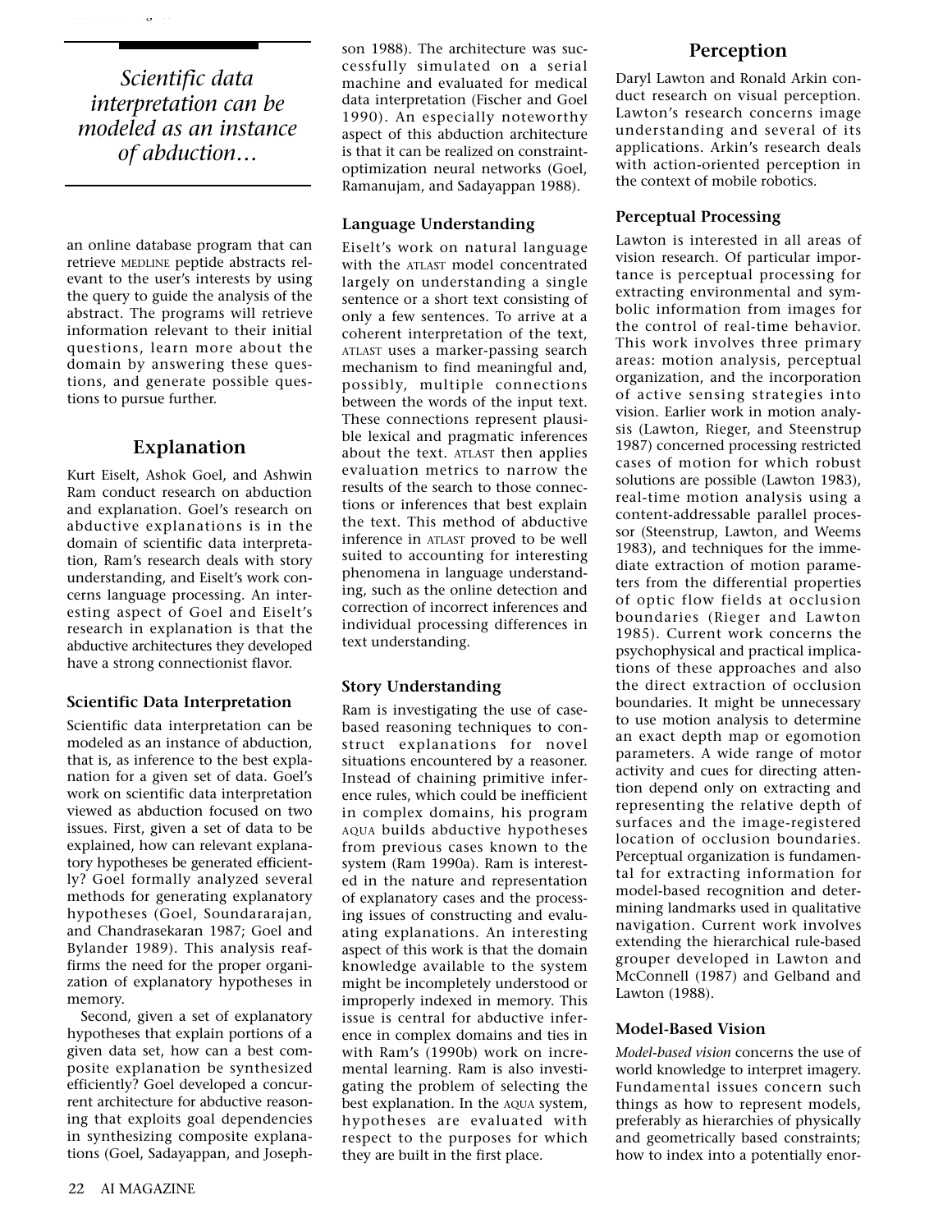*Scientific data interpretation can be modeled as an instance of abduction…*

an online database program that can retrieve MEDLINE peptide abstracts relevant to the user's interests by using the query to guide the analysis of the abstract. The programs will retrieve information relevant to their initial questions, learn more about the domain by answering these questions, and generate possible questions to pursue further.

## Explanation

Kurt Eiselt, Ashok Goel, and Ashwin Ram conduct research on abduction and explanation. Goel's research on abductive explanations is in the domain of scientific data interpretation, Ram's research deals with story understanding, and Eiselt's work concerns language processing. An interesting aspect of Goel and Eiselt's research in explanation is that the abductive architectures they developed have a strong connectionist flavor.

### Scientific Data Interpretation

Scientific data interpretation can be modeled as an instance of abduction, that is, as inference to the best explanation for a given set of data. Goel's work on scientific data interpretation viewed as abduction focused on two issues. First, given a set of data to be explained, how can relevant explanatory hypotheses be generated efficiently? Goel formally analyzed several methods for generating explanatory hypotheses (Goel, Soundararajan, and Chandrasekaran 1987; Goel and Bylander 1989). This analysis reaffirms the need for the proper organization of explanatory hypotheses in memory.

Second, given a set of explanatory hypotheses that explain portions of a given data set, how can a best composite explanation be synthesized efficiently? Goel developed a concurrent architecture for abductive reasoning that exploits goal dependencies in synthesizing composite explanations (Goel, Sadayappan, and Josephson 1988). The architecture was successfully simulated on a serial machine and evaluated for medical data interpretation (Fischer and Goel 1990). An especially noteworthy aspect of this abduction architecture is that it can be realized on constraint-optimization neural networks (Goel, Ramanujam, and Sadayappan 1988).

### Language Understanding

Eiselt's work on natural language with the ATLAST model concentrated largely on understanding a single sentence or a short text consisting of only a few sentences. To arrive at a coherent interpretation of the text, ATLAST uses a marker-passing search mechanism to find meaningful and, possibly, multiple connections between the words of the input text. These connections represent plausible lexical and pragmatic inferences about the text. ATLAST then applies evaluation metrics to narrow the results of the search to those connections or inferences that best explain the text. This method of abductive inference in ATLAST proved to be well suited to accounting for interesting phenomena in language understanding, such as the online detection and correction of incorrect inferences and individual processing differences in text understanding.

### Story Understanding

Ram is investigating the use of case-based reasoning techniques to construct explanations for novel situations encountered by a reasoner. Instead of chaining primitive inference rules, which could be inefficient in complex domains, his program AQUA builds abductive hypotheses from previous cases known to the system (Ram 1990a). Ram is interested in the nature and representation of explanatory cases and the processing issues of constructing and evaluating explanations. An interesting aspect of this work is that the domain knowledge available to the system might be incompletely understood or improperly indexed in memory. This issue is central for abductive inference in complex domains and ties in with Ram's (1990b) work on incremental learning. Ram is also investigating the problem of selecting the best explanation. In the AQUA system, hypotheses are evaluated with respect to the purposes for which they are built in the first place.

## Perception

Daryl Lawton and Ronald Arkin conduct research on visual perception. Lawton's research concerns image understanding and several of its applications. Arkin's research deals with action-oriented perception in the context of mobile robotics.

### Perceptual Processing

Lawton is interested in all areas of vision research. Of particular importance is perceptual processing for extracting environmental and symbolic information from images for the control of real-time behavior. This work involves three primary areas: motion analysis, perceptual organization, and the incorporation of active sensing strategies into vision. Earlier work in motion analysis (Lawton, Rieger, and Steenstrup 1987) concerned processing restricted cases of motion for which robust solutions are possible (Lawton 1983), real-time motion analysis using a content-addressable parallel processor (Steenstrup, Lawton, and Weems 1983), and techniques for the immediate extraction of motion parameters from the differential properties of optic flow fields at occlusion boundaries (Rieger and Lawton 1985). Current work concerns the psychophysical and practical implications of these approaches and also the direct extraction of occlusion boundaries. It might be unnecessary to use motion analysis to determine an exact depth map or egomotion parameters. A wide range of motor activity and cues for directing attention depend only on extracting and representing the relative depth of surfaces and the image-registered location of occlusion boundaries. Perceptual organization is fundamental for extracting information for model-based recognition and determining landmarks used in qualitative navigation. Current work involves extending the hierarchical rule-based grouper developed in Lawton and McConnell (1987) and Gelband and Lawton (1988).

### Model-Based Vision

*Model-based vision* concerns the use of world knowledge to interpret imagery. Fundamental issues concern such things as how to represent models, preferably as hierarchies of physically and geometrically based constraints; how to index into a potentially enor-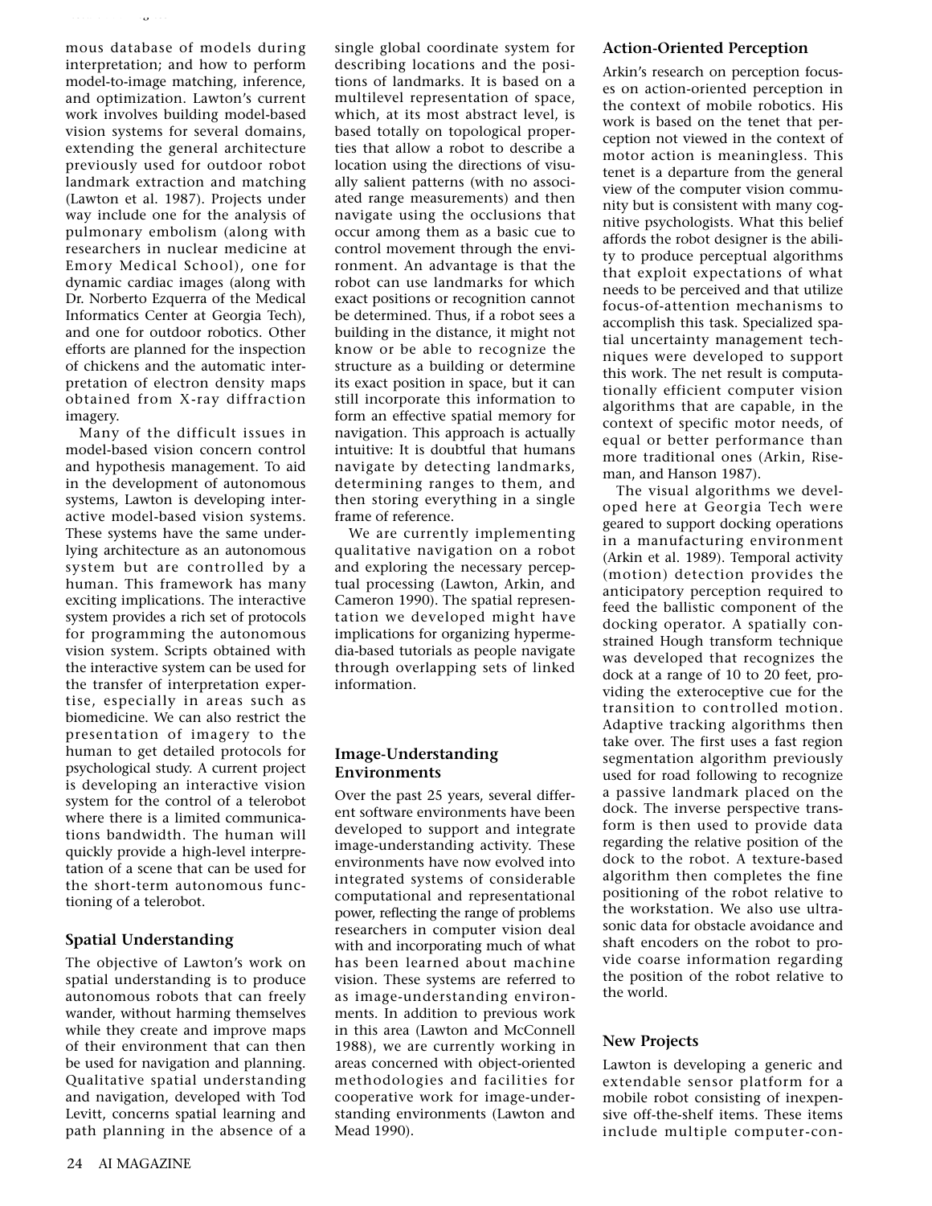mous database of models during interpretation; and how to perform model-to-image matching, inference, and optimization. Lawton's current work involves building model-based vision systems for several domains, extending the general architecture previously used for outdoor robot landmark extraction and matching (Lawton et al. 1987). Projects under way include one for the analysis of pulmonary embolism (along with researchers in nuclear medicine at Emory Medical School), one for dynamic cardiac images (along with Dr. Norberto Ezquerra of the Medical Informatics Center at Georgia Tech), and one for outdoor robotics. Other efforts are planned for the inspection of chickens and the automatic interpretation of electron density maps obtained from X-ray diffraction imagery.

Many of the difficult issues in model-based vision concern control and hypothesis management. To aid in the development of autonomous systems, Lawton is developing interactive model-based vision systems. These systems have the same underlying architecture as an autonomous system but are controlled by a human. This framework has many exciting implications. The interactive system provides a rich set of protocols for programming the autonomous vision system. Scripts obtained with the interactive system can be used for the transfer of interpretation expertise, especially in areas such as biomedicine. We can also restrict the presentation of imagery to the human to get detailed protocols for psychological study. A current project is developing an interactive vision system for the control of a telerobot where there is a limited communications bandwidth. The human will quickly provide a high-level interpretation of a scene that can be used for the short-term autonomous functioning of a telerobot.

### Spatial Understanding

The objective of Lawton's work on spatial understanding is to produce autonomous robots that can freely wander, without harming themselves while they create and improve maps of their environment that can then be used for navigation and planning. Qualitative spatial understanding and navigation, developed with Tod Levitt, concerns spatial learning and path planning in the absence of a single global coordinate system for describing locations and the positions of landmarks. It is based on a multilevel representation of space, which, at its most abstract level, is based totally on topological properties that allow a robot to describe a location using the directions of visually salient patterns (with no associated range measurements) and then navigate using the occlusions that occur among them as a basic cue to control movement through the environment. An advantage is that the robot can use landmarks for which exact positions or recognition cannot be determined. Thus, if a robot sees a building in the distance, it might not know or be able to recognize the structure as a building or determine its exact position in space, but it can still incorporate this information to form an effective spatial memory for navigation. This approach is actually intuitive: It is doubtful that humans navigate by detecting landmarks, determining ranges to them, and then storing everything in a single frame of reference.

We are currently implementing qualitative navigation on a robot and exploring the necessary perceptual processing (Lawton, Arkin, and Cameron 1990). The spatial representation we developed might have implications for organizing hypermedia-based tutorials as people navigate through overlapping sets of linked information.

### Image-Understanding Environments

Over the past 25 years, several different software environments have been developed to support and integrate image-understanding activity. These environments have now evolved into integrated systems of considerable computational and representational power, reflecting the range of problems researchers in computer vision deal with and incorporating much of what has been learned about machine vision. These systems are referred to as image-understanding environments. In addition to previous work in this area (Lawton and McConnell 1988), we are currently working in areas concerned with object-oriented methodologies and facilities for cooperative work for image-understanding environments (Lawton and Mead 1990).

### Action-Oriented Perception

Arkin's research on perception focuses on action-oriented perception in the context of mobile robotics. His work is based on the tenet that perception not viewed in the context of motor action is meaningless. This tenet is a departure from the general view of the computer vision community but is consistent with many cognitive psychologists. What this belief affords the robot designer is the ability to produce perceptual algorithms that exploit expectations of what needs to be perceived and that utilize focus-of-attention mechanisms to accomplish this task. Specialized spatial uncertainty management techniques were developed to support this work. The net result is computationally efficient computer vision algorithms that are capable, in the context of specific motor needs, of equal or better performance than more traditional ones (Arkin, Riseman, and Hanson 1987).

The visual algorithms we developed here at Georgia Tech were geared to support docking operations in a manufacturing environment (Arkin et al. 1989). Temporal activity (motion) detection provides the anticipatory perception required to feed the ballistic component of the docking operator. A spatially constrained Hough transform technique was developed that recognizes the dock at a range of 10 to 20 feet, providing the exteroceptive cue for the transition to controlled motion. Adaptive tracking algorithms then take over. The first uses a fast region segmentation algorithm previously used for road following to recognize a passive landmark placed on the dock. The inverse perspective transform is then used to provide data regarding the relative position of the dock to the robot. A texture-based algorithm then completes the fine positioning of the robot relative to the workstation. We also use ultrasonic data for obstacle avoidance and shaft encoders on the robot to provide coarse information regarding the position of the robot relative to the world.

### New Projects

Lawton is developing a generic and extendable sensor platform for a mobile robot consisting of inexpensive off-the-shelf items. These items include multiple computer-con-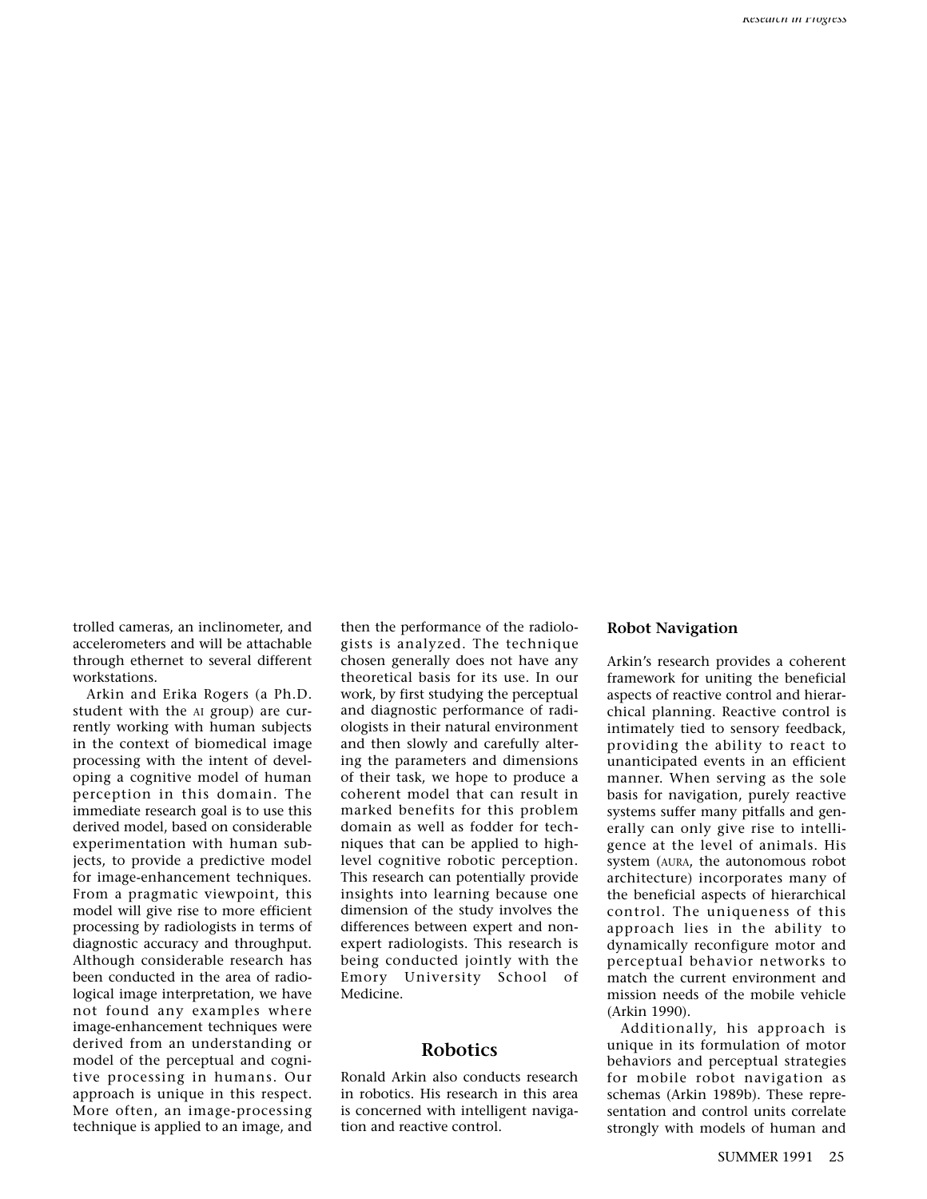trolled cameras, an inclinometer, and accelerometers and will be attachable through ethernet to several different workstations.

Arkin and Erika Rogers (a Ph.D. student with the AI group) are currently working with human subjects in the context of biomedical image processing with the intent of developing a cognitive model of human perception in this domain. The immediate research goal is to use this derived model, based on considerable experimentation with human subjects, to provide a predictive model for image-enhancement techniques. From a pragmatic viewpoint, this model will give rise to more efficient processing by radiologists in terms of diagnostic accuracy and throughput. Although considerable research has been conducted in the area of radiological image interpretation, we have not found any examples where image-enhancement techniques were derived from an understanding or model of the perceptual and cognitive processing in humans. Our approach is unique in this respect. More often, an image-processing technique is applied to an image, and then the performance of the radiologists is analyzed. The technique chosen generally does not have any theoretical basis for its use. In our work, by first studying the perceptual and diagnostic performance of radiologists in their natural environment and then slowly and carefully altering the parameters and dimensions of their task, we hope to produce a coherent model that can result in marked benefits for this problem domain as well as fodder for techniques that can be applied to high-level cognitive robotic perception. This research can potentially provide insights into learning because one dimension of the study involves the differences between expert and nonexpert radiologists. This research is being conducted jointly with the Emory University School of Medicine.

## Robotics

Ronald Arkin also conducts research in robotics. His research in this area is concerned with intelligent navigation and reactive control.

### Robot Navigation

Arkin's research provides a coherent framework for uniting the beneficial aspects of reactive control and hierarchical planning. Reactive control is intimately tied to sensory feedback, providing the ability to react to unanticipated events in an efficient manner. When serving as the sole basis for navigation, purely reactive systems suffer many pitfalls and generally can only give rise to intelligence at the level of animals. His system (AURA, the autonomous robot architecture) incorporates many of the beneficial aspects of hierarchical control. The uniqueness of this approach lies in the ability to dynamically reconfigure motor and perceptual behavior networks to match the current environment and mission needs of the mobile vehicle (Arkin 1990).

Additionally, his approach is unique in its formulation of motor behaviors and perceptual strategies for mobile robot navigation as schemas (Arkin 1989b). These representation and control units correlate strongly with models of human and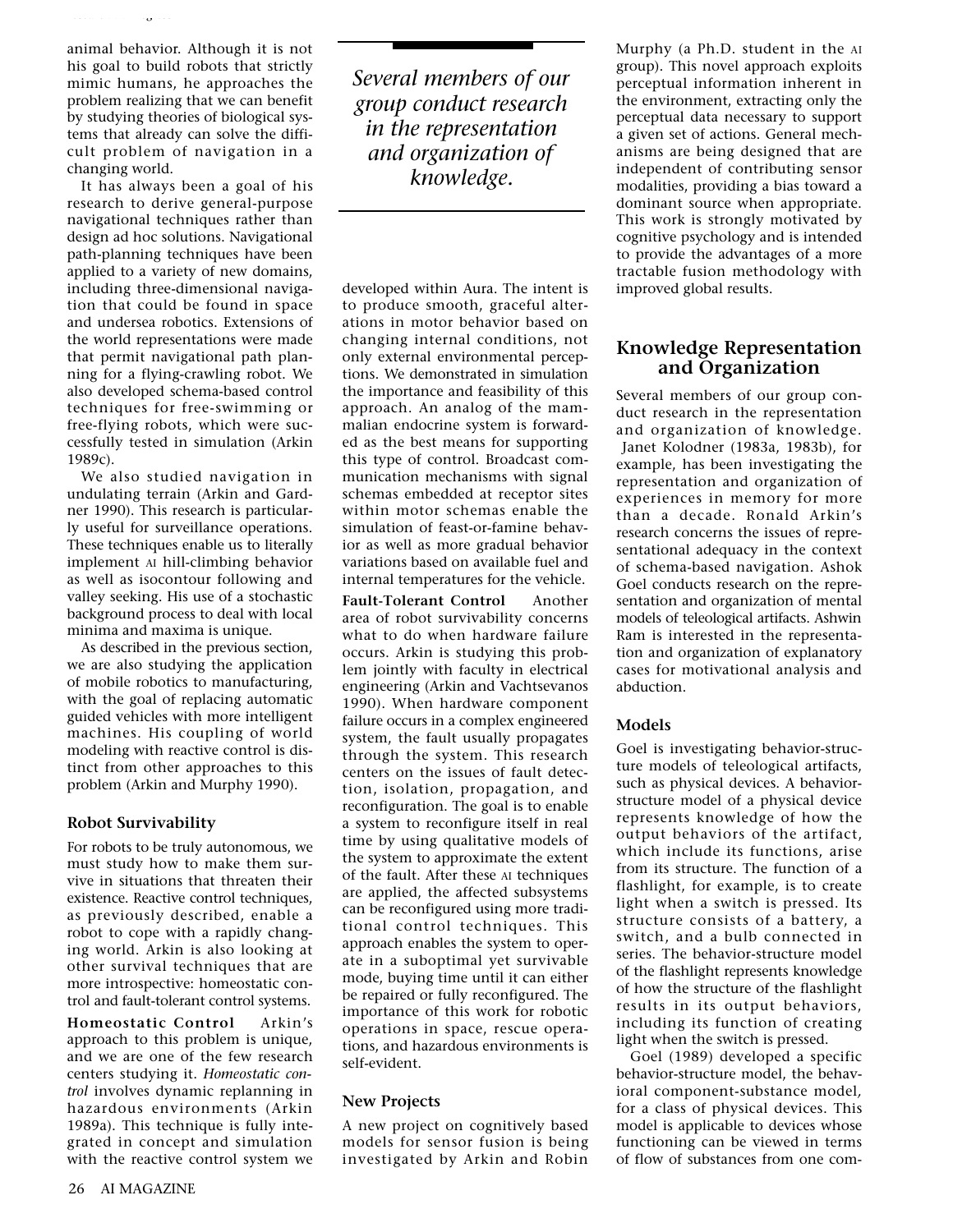animal behavior. Although it is not his goal to build robots that strictly mimic humans, he approaches the problem realizing that we can benefit by studying theories of biological systems that already can solve the difficult problem of navigation in a changing world.

It has always been a goal of his research to derive general-purpose navigational techniques rather than design ad hoc solutions. Navigational path-planning techniques have been applied to a variety of new domains, including three-dimensional navigation that could be found in space and undersea robotics. Extensions of the world representations were made that permit navigational path planning for a flying-crawling robot. We also developed schema-based control techniques for free-swimming or free-flying robots, which were successfully tested in simulation (Arkin 1989c).

We also studied navigation in undulating terrain (Arkin and Gardner 1990). This research is particularly useful for surveillance operations. These techniques enable us to literally implement AI hill-climbing behavior as well as isocontour following and valley seeking. His use of a stochastic background process to deal with local minima and maxima is unique.

As described in the previous section, we are also studying the application of mobile robotics to manufacturing, with the goal of replacing automatic guided vehicles with more intelligent machines. His coupling of world modeling with reactive control is distinct from other approaches to this problem (Arkin and Murphy 1990).

### Robot Survivability

For robots to be truly autonomous, we must study how to make them survive in situations that threaten their existence. Reactive control techniques, as previously described, enable a robot to cope with a rapidly changing world. Arkin is also looking at other survival techniques that are more introspective: homeostatic control and fault-tolerant control systems.

**Homeostatic Control** Arkin's approach to this problem is unique, and we are one of the few research centers studying it. *Homeostatic control* involves dynamic replanning in hazardous environments (Arkin 1989a). This technique is fully integrated in concept and simulation with the reactive control system we developed within Aura. The intent is to produce smooth, graceful alterations in motor behavior based on changing internal conditions, not only external environmental perceptions. We demonstrated in simulation the importance and feasibility of this approach. An analog of the mammalian endocrine system is forwarded as the best means for supporting this type of control. Broadcast communication mechanisms with signal schemas embedded at receptor sites within motor schemas enable the simulation of feast-or-famine behavior as well as more gradual behavior variations based on available fuel and internal temperatures for the vehicle.

**Fault-Tolerant Control** Another area of robot survivability concerns what to do when hardware failure occurs. Arkin is studying this problem jointly with faculty in electrical engineering (Arkin and Vachtsevanos 1990). When hardware component failure occurs in a complex engineered system, the fault usually propagates through the system. This research centers on the issues of fault detection, isolation, propagation, and reconfiguration. The goal is to enable a system to reconfigure itself in real time by using qualitative models of the system to approximate the extent of the fault. After these AI techniques are applied, the affected subsystems can be reconfigured using more traditional control techniques. This approach enables the system to operate in a suboptimal yet survivable mode, buying time until it can either be repaired or fully reconfigured. The importance of this work for robotic operations in space, rescue operations, and hazardous environments is self-evident.

### New Projects

A new project on cognitively based models for sensor fusion is being investigated by Arkin and Robin Murphy (a Ph.D. student in the AI group). This novel approach exploits perceptual information inherent in the environment, extracting only the perceptual data necessary to support a given set of actions. General mechanisms are being designed that are independent of contributing sensor modalities, providing a bias toward a dominant source when appropriate. This work is strongly motivated by cognitive psychology and is intended to provide the advantages of a more tractable fusion methodology with improved global results.

*Several members of our group conduct research in the representation and organization of knowledge.*

## Knowledge Representation and Organization

Several members of our group conduct research in the representation and organization of knowledge. Janet Kolodner (1983a, 1983b), for example, has been investigating the representation and organization of experiences in memory for more than a decade. Ronald Arkin's research concerns the issues of representational adequacy in the context of schema-based navigation. Ashok Goel conducts research on the representation and organization of mental models of teleological artifacts. Ashwin Ram is interested in the representation and organization of explanatory cases for motivational analysis and abduction.

### Models

Goel is investigating behavior-structure models of teleological artifacts, such as physical devices. A behavior-structure model of a physical device represents knowledge of how the output behaviors of the artifact, which include its functions, arise from its structure. The function of a flashlight, for example, is to create light when a switch is pressed. Its structure consists of a battery, a switch, and a bulb connected in series. The behavior-structure model of the flashlight represents knowledge of how the structure of the flashlight results in its output behaviors, including its function of creating light when the switch is pressed.

Goel (1989) developed a specific behavior-structure model, the behavioral component-substance model, for a class of physical devices. This model is applicable to devices whose functioning can be viewed in terms of flow of substances from one com-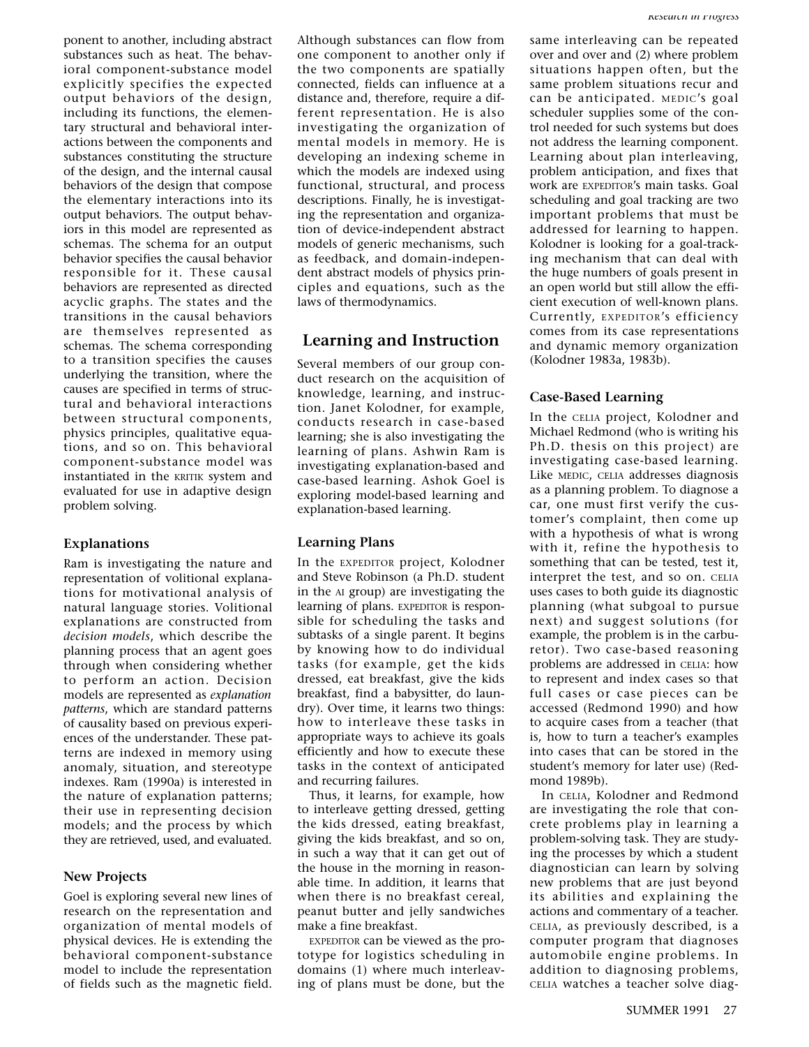ponent to another, including abstract substances such as heat. The behavioral component-substance model explicitly specifies the expected output behaviors of the design, including its functions, the elementary structural and behavioral interactions between the components and substances constituting the structure of the design, and the internal causal behaviors of the design that compose the elementary interactions into its output behaviors. The output behaviors in this model are represented as schemas. The schema for an output behavior specifies the causal behavior responsible for it. These causal behaviors are represented as directed acyclic graphs. The states and the transitions in the causal behaviors are themselves represented as schemas. The schema corresponding to a transition specifies the causes underlying the transition, where the causes are specified in terms of structural and behavioral interactions between structural components, physics principles, qualitative equations, and so on. This behavioral component-substance model was instantiated in the KRITIK system and evaluated for use in adaptive design problem solving.

### Explanations

Ram is investigating the nature and representation of volitional explanations for motivational analysis of natural language stories. Volitional explanations are constructed from *decision models*, which describe the planning process that an agent goes through when considering whether to perform an action. Decision models are represented as *explanation patterns*, which are standard patterns of causality based on previous experiences of the understander. These patterns are indexed in memory using anomaly, situation, and stereotype indexes. Ram (1990a) is interested in the nature of explanation patterns; their use in representing decision models; and the process by which they are retrieved, used, and evaluated.

### New Projects

Goel is exploring several new lines of research on the representation and organization of mental models of physical devices. He is extending the behavioral component-substance model to include the representation of fields such as the magnetic field. Although substances can flow from one component to another only if the two components are spatially connected, fields can influence at a distance and, therefore, require a different representation. He is also investigating the organization of mental models in memory. He is developing an indexing scheme in which the models are indexed using functional, structural, and process descriptions. Finally, he is investigating the representation and organization of device-independent abstract models of generic mechanisms, such as feedback, and domain-independent abstract models of physics principles and equations, such as the laws of thermodynamics.

## Learning and Instruction

Several members of our group conduct research on the acquisition of knowledge, learning, and instruction. Janet Kolodner, for example, conducts research in case-based learning; she is also investigating the learning of plans. Ashwin Ram is investigating explanation-based and case-based learning. Ashok Goel is exploring model-based learning and explanation-based learning.

### Learning Plans

In the EXPEDITOR project, Kolodner and Steve Robinson (a Ph.D. student in the AI group) are investigating the learning of plans. EXPEDITOR is responsible for scheduling the tasks and subtasks of a single parent. It begins by knowing how to do individual tasks (for example, get the kids dressed, eat breakfast, give the kids breakfast, find a babysitter, do laundry). Over time, it learns two things: how to interleave these tasks in appropriate ways to achieve its goals efficiently and how to execute these tasks in the context of anticipated and recurring failures.

Thus, it learns, for example, how to interleave getting dressed, getting the kids dressed, eating breakfast, giving the kids breakfast, and so on, in such a way that it can get out of the house in the morning in reasonable time. In addition, it learns that when there is no breakfast cereal, peanut butter and jelly sandwiches make a fine breakfast.

EXPEDITOR can be viewed as the prototype for logistics scheduling in domains (1) where much interleaving of plans must be done, but the same interleaving can be repeated over and over and (2) where problem situations happen often, but the same problem situations recur and can be anticipated. MEDIC's goal scheduler supplies some of the control needed for such systems but does not address the learning component. Learning about plan interleaving, problem anticipation, and fixes that work are EXPEDITOR's main tasks. Goal scheduling and goal tracking are two important problems that must be addressed for learning to happen. Kolodner is looking for a goal-tracking mechanism that can deal with the huge numbers of goals present in an open world but still allow the efficient execution of well-known plans. Currently, EXPEDITOR's efficiency comes from its case representations and dynamic memory organization (Kolodner 1983a, 1983b).

### Case-Based Learning

In the CELIA project, Kolodner and Michael Redmond (who is writing his Ph.D. thesis on this project) are investigating case-based learning. Like MEDIC, CELIA addresses diagnosis as a planning problem. To diagnose a car, one must first verify the customer's complaint, then come up with a hypothesis of what is wrong with it, refine the hypothesis to something that can be tested, test it, interpret the test, and so on. CELIA uses cases to both guide its diagnostic planning (what subgoal to pursue next) and suggest solutions (for example, the problem is in the carburetor). Two case-based reasoning problems are addressed in CELIA: how to represent and index cases so that full cases or case pieces can be accessed (Redmond 1990) and how to acquire cases from a teacher (that is, how to turn a teacher's examples into cases that can be stored in the student's memory for later use) (Redmond 1989b).

In CELIA, Kolodner and Redmond are investigating the role that concrete problems play in learning a problem-solving task. They are studying the processes by which a student diagnostician can learn by solving new problems that are just beyond its abilities and explaining the actions and commentary of a teacher. CELIA, as previously described, is a computer program that diagnoses automobile engine problems. In addition to diagnosing problems, CELIA watches a teacher solve diag-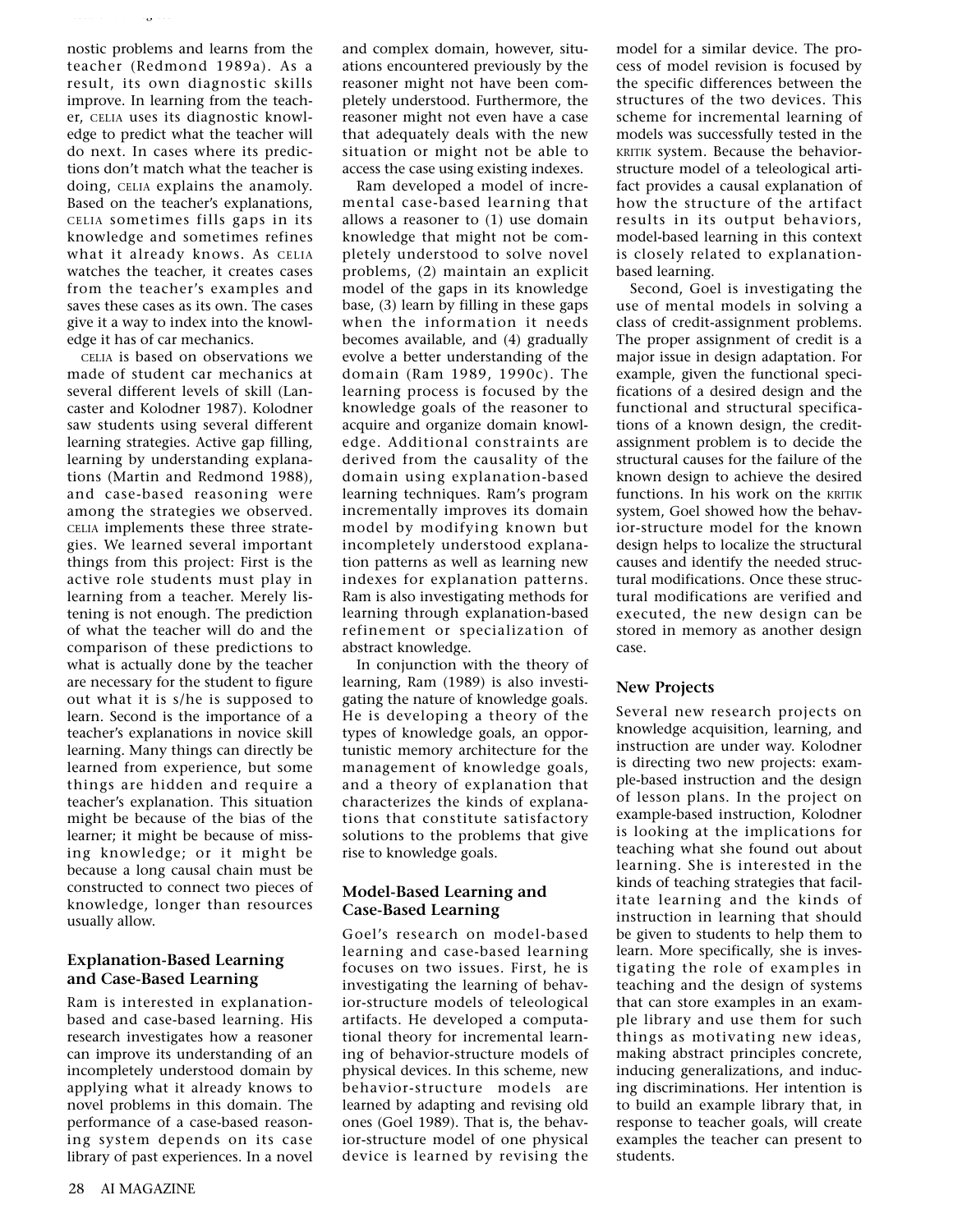nostic problems and learns from the teacher (Redmond 1989a). As a result, its own diagnostic skills improve. In learning from the teacher, CELIA uses its diagnostic knowledge to predict what the teacher will do next. In cases where its predictions don't match what the teacher is doing, CELIA explains the anamoly. Based on the teacher's explanations, CELIA sometimes fills gaps in its knowledge and sometimes refines what it already knows. As CELIA watches the teacher, it creates cases from the teacher's examples and saves these cases as its own. The cases give it a way to index into the knowledge it has of car mechanics.

CELIA is based on observations we made of student car mechanics at several different levels of skill (Lancaster and Kolodner 1987). Kolodner saw students using several different learning strategies. Active gap filling, learning by understanding explanations (Martin and Redmond 1988), and case-based reasoning were among the strategies we observed. CELIA implements these three strategies. We learned several important things from this project: First is the active role students must play in learning from a teacher. Merely listening is not enough. The prediction of what the teacher will do and the comparison of these predictions to what is actually done by the teacher are necessary for the student to figure out what it is s/he is supposed to learn. Second is the importance of a teacher's explanations in novice skill learning. Many things can directly be learned from experience, but some things are hidden and require a teacher's explanation. This situation might be because of the bias of the learner; it might be because of missing knowledge; or it might be because a long causal chain must be constructed to connect two pieces of knowledge, longer than resources usually allow.

### Explanation-Based Learning and Case-Based Learning

Ram is interested in explanation-based and case-based learning. His research investigates how a reasoner can improve its understanding of an incompletely understood domain by applying what it already knows to novel problems in this domain. The performance of a case-based reasoning system depends on its case library of past experiences. In a novel and complex domain, however, situations encountered previously by the reasoner might not have been completely understood. Furthermore, the reasoner might not even have a case that adequately deals with the new situation or might not be able to access the case using existing indexes.

Ram developed a model of incremental case-based learning that allows a reasoner to (1) use domain knowledge that might not be completely understood to solve novel problems, (2) maintain an explicit model of the gaps in its knowledge base, (3) learn by filling in these gaps when the information it needs becomes available, and (4) gradually evolve a better understanding of the domain (Ram 1989, 1990c). The learning process is focused by the knowledge goals of the reasoner to acquire and organize domain knowledge. Additional constraints are derived from the causality of the domain using explanation-based learning techniques. Ram's program incrementally improves its domain model by modifying known but incompletely understood explanation patterns as well as learning new indexes for explanation patterns. Ram is also investigating methods for learning through explanation-based refinement or specialization of abstract knowledge.

In conjunction with the theory of learning, Ram (1989) is also investigating the nature of knowledge goals. He is developing a theory of the types of knowledge goals, an opportunistic memory architecture for the management of knowledge goals, and a theory of explanation that characterizes the kinds of explanations that constitute satisfactory solutions to the problems that give rise to knowledge goals.

### Model-Based Learning and Case-Based Learning

Goel's research on model-based learning and case-based learning focuses on two issues. First, he is investigating the learning of behavior-structure models of teleological artifacts. He developed a computational theory for incremental learning of behavior-structure models of physical devices. In this scheme, new behavior-structure models are learned by adapting and revising old ones (Goel 1989). That is, the behavior-structure model of one physical device is learned by revising the model for a similar device. The process of model revision is focused by the specific differences between the structures of the two devices. This scheme for incremental learning of models was successfully tested in the KRITIK system. Because the behavior-structure model of a teleological artifact provides a causal explanation of how the structure of the artifact results in its output behaviors, model-based learning in this context is closely related to explanation-based learning.

Second, Goel is investigating the use of mental models in solving a class of credit-assignment problems. The proper assignment of credit is a major issue in design adaptation. For example, given the functional specifications of a desired design and the functional and structural specifications of a known design, the credit-assignment problem is to decide the structural causes for the failure of the known design to achieve the desired functions. In his work on the KRITIK system, Goel showed how the behavior-structure model for the known design helps to localize the structural causes and identify the needed structural modifications. Once these structural modifications are verified and executed, the new design can be stored in memory as another design case.

### New Projects

Several new research projects on knowledge acquisition, learning, and instruction are under way. Kolodner is directing two new projects: example-based instruction and the design of lesson plans. In the project on example-based instruction, Kolodner is looking at the implications for teaching what she found out about learning. She is interested in the kinds of teaching strategies that facilitate learning and the kinds of instruction in learning that should be given to students to help them to learn. More specifically, she is investigating the role of examples in teaching and the design of systems that can store examples in an example library and use them for such things as motivating new ideas, making abstract principles concrete, inducing generalizations, and inducing discriminations. Her intention is to build an example library that, in response to teacher goals, will create examples the teacher can present to students.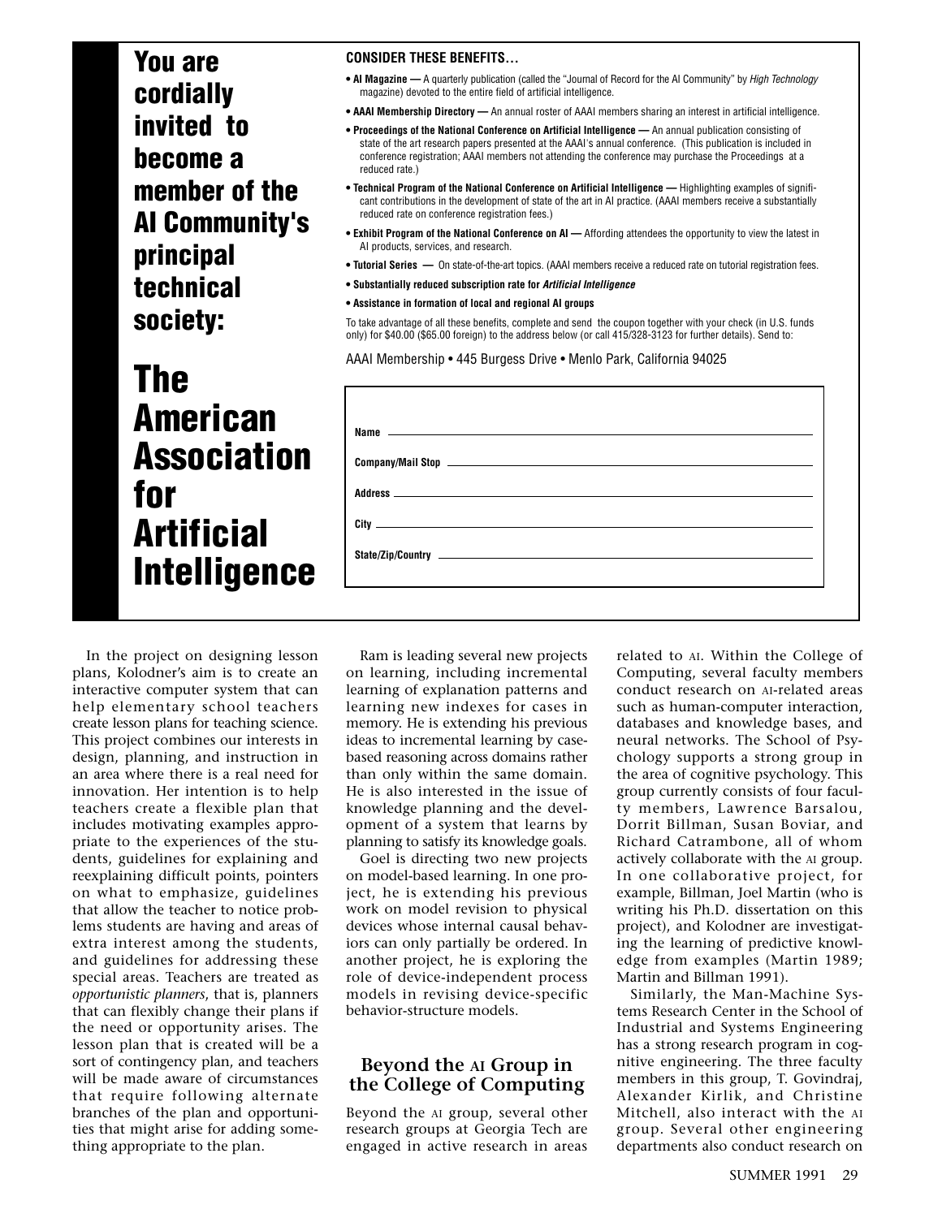**You are cordially invited to become a member of the AI Community's principal technical society:**

# The American Association for Artificial Intelligence

**CONSIDER THESE BENEFITS…**

- **AI Magazine —** A quarterly publication (called the "Journal of Record for the AI Community" by *High Technology* magazine) devoted to the entire field of artificial intelligence.
- **AAAI Membership Directory —** An annual roster of AAAI members sharing an interest in artificial intelligence.
- **Proceedings of the National Conference on Artificial Intelligence —** An annual publication consisting of state of the art research papers presented at the AAAI's annual conference. (This publication is included in conference registration; AAAI members not attending the conference may purchase the Proceedings at a reduced rate.)
- **Technical Program of the National Conference on Artificial Intelligence —** Highlighting examples of significant contributions in the development of state of the art in AI practice. (AAAI members receive a substantially reduced rate on conference registration fees.)
- **Exhibit Program of the National Conference on AI —** Affording attendees the opportunity to view the latest in AI products, services, and research.
- **Tutorial Series —** On state-of-the-art topics. (AAAI members receive a reduced rate on tutorial registration fees.
- **Substantially reduced subscription rate for *Artificial Intelligence***
- **Assistance in formation of local and regional AI groups**

To take advantage of all these benefits, complete and send the coupon together with your check (in U.S. funds only) for $40.00 ($65.00 foreign) to the address below (or call 415/328-3123 for further details). Send to:

AAAI Membership • 445 Burgess Drive • Menlo Park, California 94025

**Name** ______________________

**Company/Mail Stop** ______________________

**Address** ______________________

**City** ______________________

**State/Zip/Country** ______________________

In the project on designing lesson plans, Kolodner's aim is to create an interactive computer system that can help elementary school teachers create lesson plans for teaching science. This project combines our interests in design, planning, and instruction in an area where there is a real need for innovation. Her intention is to help teachers create a flexible plan that includes motivating examples appropriate to the experiences of the students, guidelines for explaining and reexplaining difficult points, pointers on what to emphasize, guidelines that allow the teacher to notice problems students are having and areas of extra interest among the students, and guidelines for addressing these special areas. Teachers are treated as *opportunistic planners*, that is, planners that can flexibly change their plans if the need or opportunity arises. The lesson plan that is created will be a sort of contingency plan, and teachers will be made aware of circumstances that require following alternate branches of the plan and opportunities that might arise for adding something appropriate to the plan.

Ram is leading several new projects on learning, including incremental learning of explanation patterns and learning new indexes for cases in memory. He is extending his previous ideas to incremental learning by case-based reasoning across domains rather than only within the same domain. He is also interested in the issue of knowledge planning and the development of a system that learns by planning to satisfy its knowledge goals.

Goel is directing two new projects on model-based learning. In one project, he is extending his previous work on model revision to physical devices whose internal causal behaviors can only partially be ordered. In another project, he is exploring the role of device-independent process models in revising device-specific behavior-structure models.

## Beyond the AI Group in the College of Computing

Beyond the AI group, several other research groups at Georgia Tech are engaged in active research in areas related to AI. Within the College of Computing, several faculty members conduct research on AI-related areas such as human-computer interaction, databases and knowledge bases, and neural networks. The School of Psychology supports a strong group in the area of cognitive psychology. This group currently consists of four faculty members, Lawrence Barsalou, Dorrit Billman, Susan Boviar, and Richard Catrambone, all of whom actively collaborate with the AI group. In one collaborative project, for example, Billman, Joel Martin (who is writing his Ph.D. dissertation on this project), and Kolodner are investigating the learning of predictive knowledge from examples (Martin 1989; Martin and Billman 1991).

Similarly, the Man-Machine Systems Research Center in the School of Industrial and Systems Engineering has a strong research program in cognitive engineering. The three faculty members in this group, T. Govindraj, Alexander Kirlik, and Christine Mitchell, also interact with the AI group. Several other engineering departments also conduct research on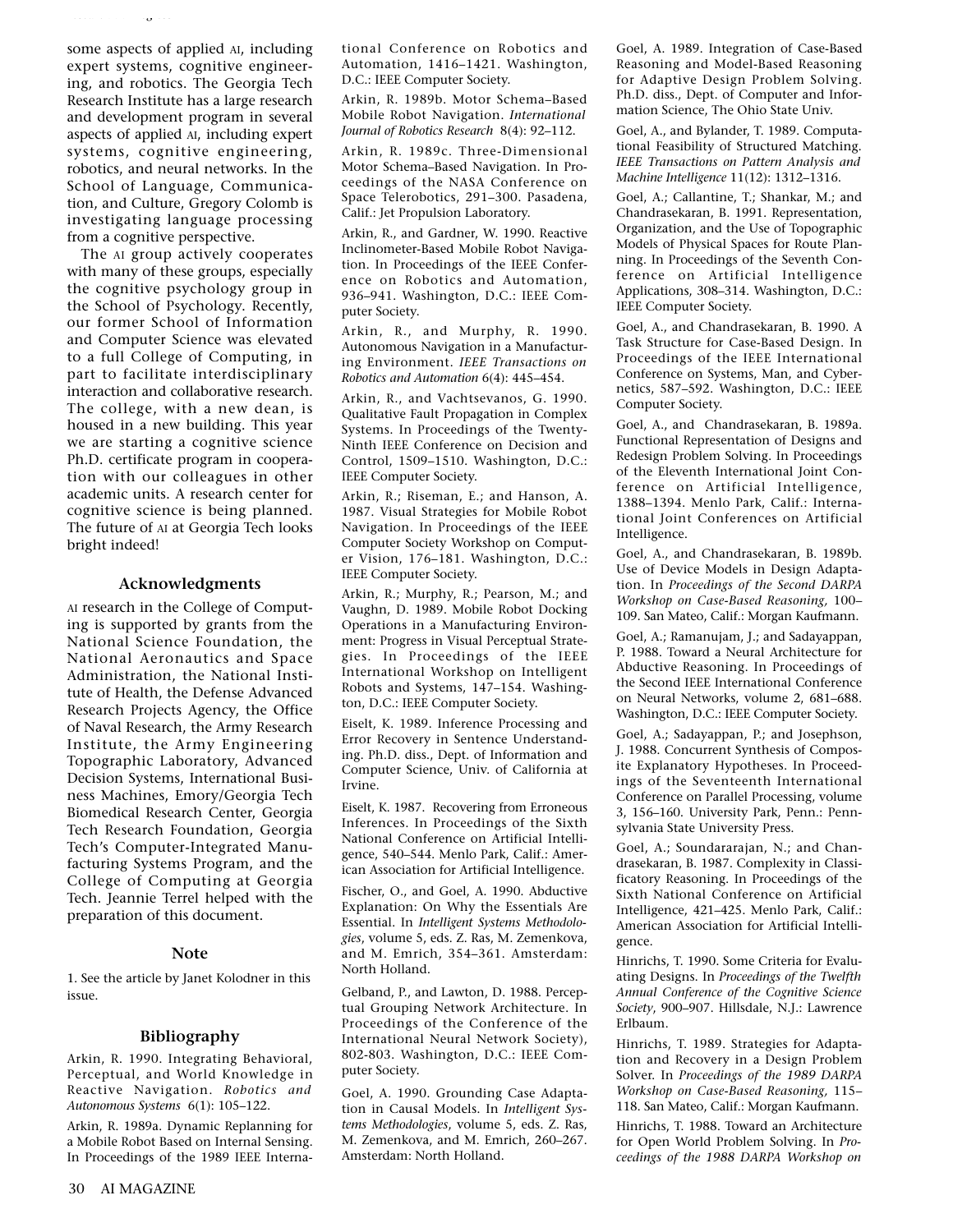some aspects of applied AI, including expert systems, cognitive engineering, and robotics. The Georgia Tech Research Institute has a large research and development program in several aspects of applied AI, including expert systems, cognitive engineering, robotics, and neural networks. In the School of Language, Communication, and Culture, Gregory Colomb is investigating language processing from a cognitive perspective.

The AI group actively cooperates with many of these groups, especially the cognitive psychology group in the School of Psychology. Recently, our former School of Information and Computer Science was elevated to a full College of Computing, in part to facilitate interdisciplinary interaction and collaborative research. The college, with a new dean, is housed in a new building. This year we are starting a cognitive science Ph.D. certificate program in cooperation with our colleagues in other academic units. A research center for cognitive science is being planned. The future of AI at Georgia Tech looks bright indeed!

### Acknowledgments

AI research in the College of Computing is supported by grants from the National Science Foundation, the National Aeronautics and Space Administration, the National Institute of Health, the Defense Advanced Research Projects Agency, the Office of Naval Research, the Army Research Institute, the Army Engineering Topographic Laboratory, Advanced Decision Systems, International Business Machines, Emory/Georgia Tech Biomedical Research Center, Georgia Tech Research Foundation, Georgia Tech's Computer-Integrated Manufacturing Systems Program, and the College of Computing at Georgia Tech. Jeannie Terrel helped with the preparation of this document.

### Note

1. See the article by Janet Kolodner in this issue.

### Bibliography

Arkin, R. 1990. Integrating Behavioral, Perceptual, and World Knowledge in Reactive Navigation. *Robotics and Autonomous Systems* 6(1): 105–122.

Arkin, R. 1989a. Dynamic Replanning for a Mobile Robot Based on Internal Sensing. In Proceedings of the 1989 IEEE International Conference on Robotics and Automation, 1416–1421. Washington, D.C.: IEEE Computer Society.

Arkin, R. 1989b. Motor Schema–Based Mobile Robot Navigation. *International Journal of Robotics Research* 8(4): 92–112.

Arkin, R. 1989c. Three-Dimensional Motor Schema–Based Navigation. In Proceedings of the NASA Conference on Space Telerobotics, 291–300. Pasadena, Calif.: Jet Propulsion Laboratory.

Arkin, R., and Gardner, W. 1990. Reactive Inclinometer-Based Mobile Robot Navigation. In Proceedings of the IEEE Conference on Robotics and Automation, 936–941. Washington, D.C.: IEEE Computer Society.

Arkin, R., and Murphy, R. 1990. Autonomous Navigation in a Manufacturing Environment. *IEEE Transactions on Robotics and Automation* 6(4): 445–454.

Arkin, R., and Vachtsevanos, G. 1990. Qualitative Fault Propagation in Complex Systems. In Proceedings of the Twenty-Ninth IEEE Conference on Decision and Control, 1509–1510. Washington, D.C.: IEEE Computer Society.

Arkin, R.; Riseman, E.; and Hanson, A. 1987. Visual Strategies for Mobile Robot Navigation. In Proceedings of the IEEE Computer Society Workshop on Computer Vision, 176–181. Washington, D.C.: IEEE Computer Society.

Arkin, R.; Murphy, R.; Pearson, M.; and Vaughn, D. 1989. Mobile Robot Docking Operations in a Manufacturing Environment: Progress in Visual Perceptual Strategies. In Proceedings of the IEEE International Workshop on Intelligent Robots and Systems, 147–154. Washington, D.C.: IEEE Computer Society.

Eiselt, K. 1989. Inference Processing and Error Recovery in Sentence Understanding. Ph.D. diss., Dept. of Information and Computer Science, Univ. of California at Irvine.

Eiselt, K. 1987. Recovering from Erroneous Inferences. In Proceedings of the Sixth National Conference on Artificial Intelligence, 540–544. Menlo Park, Calif.: American Association for Artificial Intelligence.

Fischer, O., and Goel, A. 1990. Abductive Explanation: On Why the Essentials Are Essential. In *Intelligent Systems Methodologies*, volume 5, eds. Z. Ras, M. Zemenkova, and M. Emrich, 354–361. Amsterdam: North Holland.

Gelband, P., and Lawton, D. 1988. Perceptual Grouping Network Architecture. In Proceedings of the Conference of the International Neural Network Society), 802-803. Washington, D.C.: IEEE Computer Society.

Goel, A. 1990. Grounding Case Adaptation in Causal Models. In *Intelligent Systems Methodologies*, volume 5, eds. Z. Ras, M. Zemenkova, and M. Emrich, 260–267. Amsterdam: North Holland.

Goel, A. 1989. Integration of Case-Based Reasoning and Model-Based Reasoning for Adaptive Design Problem Solving. Ph.D. diss., Dept. of Computer and Information Science, The Ohio State Univ.

Goel, A., and Bylander, T. 1989. Computational Feasibility of Structured Matching. *IEEE Transactions on Pattern Analysis and Machine Intelligence* 11(12): 1312–1316.

Goel, A.; Callantine, T.; Shankar, M.; and Chandrasekaran, B. 1991. Representation, Organization, and the Use of Topographic Models of Physical Spaces for Route Planning. In Proceedings of the Seventh Conference on Artificial Intelligence Applications, 308–314. Washington, D.C.: IEEE Computer Society.

Goel, A., and Chandrasekaran, B. 1990. A Task Structure for Case-Based Design. In Proceedings of the IEEE International Conference on Systems, Man, and Cybernetics, 587–592. Washington, D.C.: IEEE Computer Society.

Goel, A., and Chandrasekaran, B. 1989a. Functional Representation of Designs and Redesign Problem Solving. In Proceedings of the Eleventh International Joint Conference on Artificial Intelligence, 1388–1394. Menlo Park, Calif.: International Joint Conferences on Artificial Intelligence.

Goel, A., and Chandrasekaran, B. 1989b. Use of Device Models in Design Adaptation. In *Proceedings of the Second DARPA Workshop on Case-Based Reasoning,* 100–109. San Mateo, Calif.: Morgan Kaufmann.

Goel, A.; Ramanujam, J.; and Sadayappan, P. 1988. Toward a Neural Architecture for Abductive Reasoning. In Proceedings of the Second IEEE International Conference on Neural Networks, volume 2, 681–688. Washington, D.C.: IEEE Computer Society.

Goel, A.; Sadayappan, P.; and Josephson, J. 1988. Concurrent Synthesis of Composite Explanatory Hypotheses. In Proceedings of the Seventeenth International Conference on Parallel Processing, volume 3, 156–160. University Park, Penn.: Pennsylvania State University Press.

Goel, A.; Soundararajan, N.; and Chandrasekaran, B. 1987. Complexity in Classificatory Reasoning. In Proceedings of the Sixth National Conference on Artificial Intelligence, 421–425. Menlo Park, Calif.: American Association for Artificial Intelligence.

Hinrichs, T. 1990. Some Criteria for Evaluating Designs. In *Proceedings of the Twelfth Annual Conference of the Cognitive Science Society*, 900–907. Hillsdale, N.J.: Lawrence Erlbaum.

Hinrichs, T. 1989. Strategies for Adaptation and Recovery in a Design Problem Solver. In *Proceedings of the 1989 DARPA Workshop on Case-Based Reasoning,* 115–118. San Mateo, Calif.: Morgan Kaufmann.

Hinrichs, T. 1988. Toward an Architecture for Open World Problem Solving. In *Proceedings of the 1988 DARPA Workshop on*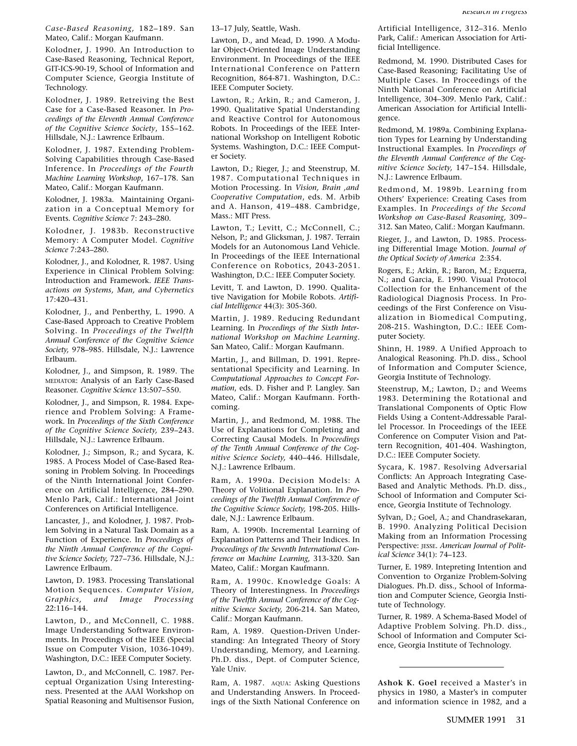*Case-Based Reasoning,* 182–189. San Mateo, Calif.: Morgan Kaufmann.

Kolodner, J. 1990. An Introduction to Case-Based Reasoning, Technical Report, GIT-ICS-90-19, School of Information and Computer Science, Georgia Institute of Technology.

Kolodner, J. 1989. Retreiving the Best Case for a Case-Based Reasoner. In *Proceedings of the Eleventh Annual Conference of the Cognitive Science Society*, 155–162. Hillsdale, N.J.: Lawrence Erlbaum.

Kolodner, J. 1987. Extending Problem-Solving Capabilities through Case-Based Inference. In *Proceedings of the Fourth Machine Learning Workshop*, 167–178. San Mateo, Calif.: Morgan Kaufmann.

Kolodner, J. 1983a. Maintaining Organization in a Conceptual Memory for Events. *Cognitive Science* 7: 243–280.

Kolodner, J. 1983b. Reconstructive Memory: A Computer Model. *Cognitive Science* 7:243–280.

Kolodner, J., and Kolodner, R. 1987. Using Experience in Clinical Problem Solving: Introduction and Framework. *IEEE Transactions on Systems, Man, and Cybernetics* 17:420–431.

Kolodner, J., and Penberthy, L. 1990. A Case-Based Approach to Creative Problem Solving. In *Proceedings of the Twelfth Annual Conference of the Cognitive Science Society,* 978–985. Hillsdale, N.J.: Lawrence Erlbaum.

Kolodner, J., and Simpson, R. 1989. The MEDIATOR: Analysis of an Early Case-Based Reasoner. *Cognitive Science* 13:507–550.

Kolodner, J., and Simpson, R. 1984. Experience and Problem Solving: A Framework. In *Proceedings of the Sixth Conference of the Cognitive Science Society,* 239–243. Hillsdale, N.J.: Lawrence Erlbaum.

Kolodner, J.; Simpson, R.; and Sycara, K. 1985. A Process Model of Case-Based Reasoning in Problem Solving. In Proceedings of the Ninth International Joint Conference on Artificial Intelligence, 284–290. Menlo Park, Calif.: International Joint Conferences on Artificial Intelligence.

Lancaster, J., and Kolodner, J. 1987. Problem Solving in a Natural Task Domain as a Function of Experience. In *Proceedings of the Ninth Annual Conference of the Cognitive Science Society,* 727–736. Hillsdale, N.J.: Lawrence Erlbaum.

Lawton, D. 1983. Processing Translational Motion Sequences. *Computer Vision, Graphics, and Image Processing* 22:116–144.

Lawton, D., and McConnell, C. 1988. Image Understanding Software Environments. In Proceedings of the IEEE (Special Issue on Computer Vision, 1036-1049). Washington, D.C.: IEEE Computer Society.

Lawton, D., and McConnell, C. 1987. Perceptual Organization Using Interestingness. Presented at the AAAI Workshop on Spatial Reasoning and Multisensor Fusion, 13–17 July, Seattle, Wash.

Lawton, D., and Mead, D. 1990. A Modular Object-Oriented Image Understanding Environment. In Proceedings of the IEEE International Conference on Pattern Recognition, 864-871. Washington, D.C.: IEEE Computer Society.

Lawton, R.; Arkin, R.; and Cameron, J. 1990. Qualitative Spatial Understanding and Reactive Control for Autonomous Robots. In Proceedings of the IEEE International Workshop on Intelligent Robotic Systems. Washington, D.C.: IEEE Computer Society.

Lawton, D.; Rieger, J.; and Steenstrup, M. 1987. Computational Techniques in Motion Processing. In *Vision, Brain ,and Cooperative Computation*, eds. M. Arbib and A. Hanson, 419–488. Cambridge, Mass.: MIT Press.

Lawton, T.; Levitt, C.; McConnell, C.; Nelson, P.; and Glicksman, J. 1987. Terrain Models for an Autonomous Land Vehicle. In Proceedings of the IEEE International Conference on Robotics, 2043-2051. Washington, D.C.: IEEE Computer Society.

Levitt, T. and Lawton, D. 1990. Qualitative Navigation for Mobile Robots. *Artificial Intelligence* 44(3): 305-360.

Martin, J. 1989. Reducing Redundant Learning. In *Proceedings of the Sixth International Workshop on Machine Learning*. San Mateo, Calif.: Morgan Kaufmann.

Martin, J., and Billman, D. 1991. Representational Specificity and Learning. In *Computational Approaches to Concept Formation*, eds. D. Fisher and P. Langley. San Mateo, Calif.: Morgan Kaufmann. Forthcoming.

Martin, J., and Redmond, M. 1988. The Use of Explanations for Completing and Correcting Causal Models. In *Proceedings of the Tenth Annual Conference of the Cognitive Science Society,* 440–446. Hillsdale, N.J.: Lawrence Erlbaum.

Ram, A. 1990a. Decision Models: A Theory of Volitional Explanation. In *Proceedings of the Twelfth Annual Conference of the Cognitive Science Society,* 198-205. Hillsdale, N.J.: Lawrence Erlbaum.

Ram, A. 1990b. Incremental Learning of Explanation Patterns and Their Indices. In *Proceedings of the Seventh International Conference on Machine Learning,* 313-320. San Mateo, Calif.: Morgan Kaufmann.

Ram, A. 1990c. Knowledge Goals: A Theory of Interestingness. In *Proceedings of the Twelfth Annual Conference of the Cognitive Science Society,* 206-214. San Mateo, Calif.: Morgan Kaufmann.

Ram, A. 1989. Question-Driven Understanding: An Integrated Theory of Story Understanding, Memory, and Learning. Ph.D. diss., Dept. of Computer Science, Yale Univ.

Ram, A. 1987. AQUA: Asking Questions and Understanding Answers. In Proceedings of the Sixth National Conference on Artificial Intelligence, 312–316. Menlo Park, Calif.: American Association for Artificial Intelligence.

Redmond, M. 1990. Distributed Cases for Case-Based Reasoning; Facilitating Use of Multiple Cases. In Proceedings of the Ninth National Conference on Artificial Intelligence, 304–309. Menlo Park, Calif.: American Association for Artificial Intelligence.

Redmond, M. 1989a. Combining Explanation Types for Learning by Understanding Instructional Examples. In *Proceedings of the Eleventh Annual Conference of the Cognitive Science Society,* 147–154. Hillsdale, N.J.: Lawrence Erlbaum.

Redmond, M. 1989b. Learning from Others' Experience: Creating Cases from Examples. In *Proceedings of the Second Workshop on Case-Based Reasoning,* 309–312. San Mateo, Calif.: Morgan Kaufmann.

Rieger, J., and Lawton, D. 1985. Processing Differential Image Motion. *Journal of the Optical Society of America* 2:354.

Rogers, E.; Arkin, R.; Baron, M.; Ezquerra, N.; and Garcia, E. 1990. Visual Protocol Collection for the Enhancement of the Radiological Diagnosis Process. In Proceedings of the First Conference on Visualization in Biomedical Computing, 208-215. Washington, D.C.: IEEE Computer Society.

Shinn, H. 1989. A Unified Approach to Analogical Reasoning. Ph.D. diss., School of Information and Computer Science, Georgia Institute of Technology.

Steenstrup, M,; Lawton, D.; and Weems 1983. Determining the Rotational and Translational Components of Optic Flow Fields Using a Content-Addressable Parallel Processor. In Proceedings of the IEEE Conference on Computer Vision and Pattern Recognition, 401-404. Washington, D.C.: IEEE Computer Society.

Sycara, K. 1987. Resolving Adversarial Conflicts: An Approach Integrating Case-Based and Analytic Methods. Ph.D. diss., School of Information and Computer Science, Georgia Institute of Technology.

Sylvan, D.; Goel, A.; and Chandrasekaran, B. 1990. Analyzing Political Decision Making from an Information Processing Perspective: JESSE. *American Journal of Political Science* 34(1): 74–123.

Turner, E. 1989. Intepreting Intention and Convention to Organize Problem-Solving Dialogues. Ph.D. diss., School of Information and Computer Science, Georgia Institute of Technology.

Turner, R. 1989. A Schema-Based Model of Adaptive Problem Solving. Ph.D. diss., School of Information and Computer Science, Georgia Institute of Technology.

---

**Ashok K. Goel** received a Master's in physics in 1980, a Master's in computer and information science in 1982, and a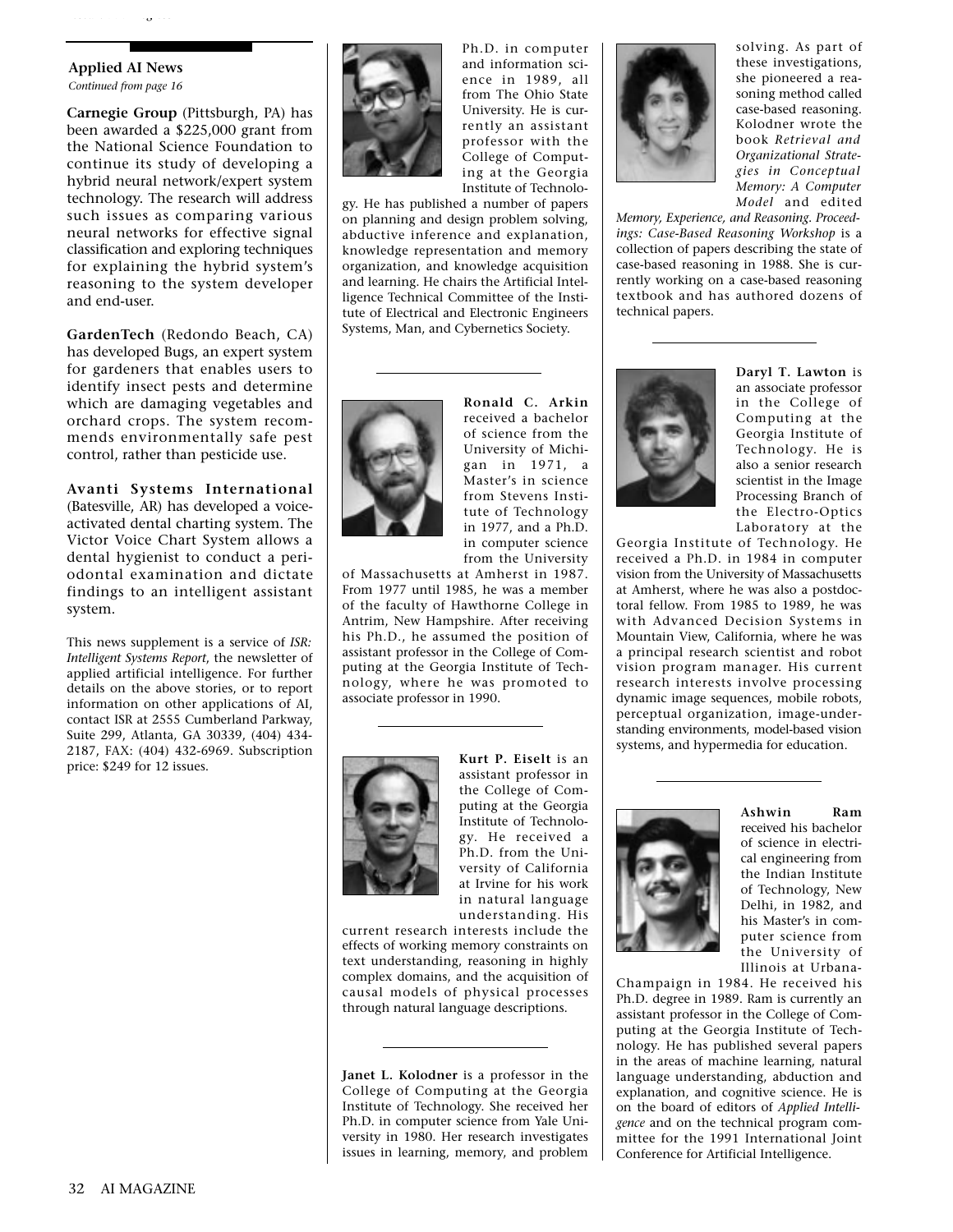**Applied AI News**

*Continued from page 16*

**Carnegie Group** (Pittsburgh, PA) has been awarded a $225,000 grant from the National Science Foundation to continue its study of developing a hybrid neural network/expert system technology. The research will address such issues as comparing various neural networks for effective signal classification and exploring techniques for explaining the hybrid system's reasoning to the system developer and end-user.

**GardenTech** (Redondo Beach, CA) has developed Bugs, an expert system for gardeners that enables users to identify insect pests and determine which are damaging vegetables and orchard crops. The system recommends environmentally safe pest control, rather than pesticide use.

**Avanti Systems International** (Batesville, AR) has developed a voice-activated dental charting system. The Victor Voice Chart System allows a dental hygienist to conduct a periodontal examination and dictate findings to an intelligent assistant system.

This news supplement is a service of *ISR: Intelligent Systems Report*, the newsletter of applied artificial intelligence. For further details on the above stories, or to report information on other applications of AI, contact ISR at 2555 Cumberland Parkway, Suite 299, Atlanta, GA 30339, (404) 434-2187, FAX: (404) 432-6969. Subscription price: $249 for 12 issues.

Ph.D. in computer and information science in 1989, all from The Ohio State University. He is currently an assistant professor with the College of Computing at the Georgia Institute of Technology. He has published a number of papers on planning and design problem solving, abductive inference and explanation, knowledge representation and memory organization, and knowledge acquisition and learning. He chairs the Artificial Intelligence Technical Committee of the Institute of Electrical and Electronic Engineers Systems, Man, and Cybernetics Society.

---

**Ronald C. Arkin** received a bachelor of science from the University of Michigan in 1971, a Master's in science from Stevens Institute of Technology in 1977, and a Ph.D. in computer science from the University of Massachusetts at Amherst in 1987. From 1977 until 1985, he was a member of the faculty of Hawthorne College in Antrim, New Hampshire. After receiving his Ph.D., he assumed the position of assistant professor in the College of Computing at the Georgia Institute of Technology, where he was promoted to associate professor in 1990.

---

**Kurt P. Eiselt** is an assistant professor in the College of Computing at the Georgia Institute of Technology. He received a Ph.D. from the University of California at Irvine for his work in natural language understanding. His current research interests include the effects of working memory constraints on text understanding, reasoning in highly complex domains, and the acquisition of causal models of physical processes through natural language descriptions.

---

**Janet L. Kolodner** is a professor in the College of Computing at the Georgia Institute of Technology. She received her Ph.D. in computer science from Yale University in 1980. Her research investigates issues in learning, memory, and problem solving. As part of these investigations, she pioneered a reasoning method called case-based reasoning. Kolodner wrote the book *Retrieval and Organizational Strategies in Conceptual Memory: A Computer Model* and edited *Memory, Experience, and Reasoning. Proceedings: Case-Based Reasoning Workshop* is a collection of papers describing the state of case-based reasoning in 1988. She is currently working on a case-based reasoning textbook and has authored dozens of technical papers.

---

**Daryl T. Lawton** is an associate professor in the College of Computing at the Georgia Institute of Technology. He is also a senior research scientist in the Image Processing Branch of the Electro-Optics Laboratory at the Georgia Institute of Technology. He received a Ph.D. in 1984 in computer vision from the University of Massachusetts at Amherst, where he was also a postdoctoral fellow. From 1985 to 1989, he was with Advanced Decision Systems in Mountain View, California, where he was a principal research scientist and robot vision program manager. His current research interests involve processing dynamic image sequences, mobile robots, perceptual organization, image-understanding environments, model-based vision systems, and hypermedia for education.

---

**Ashwin Ram** received his bachelor of science in electrical engineering from the Indian Institute of Technology, New Delhi, in 1982, and his Master's in computer science from the University of Illinois at Urbana-Champaign in 1984. He received his Ph.D. degree in 1989. Ram is currently an assistant professor in the College of Computing at the Georgia Institute of Technology. He has published several papers in the areas of machine learning, natural language understanding, abduction and explanation, and cognitive science. He is on the board of editors of *Applied Intelligence* and on the technical program committee for the 1991 International Joint Conference for Artificial Intelligence.